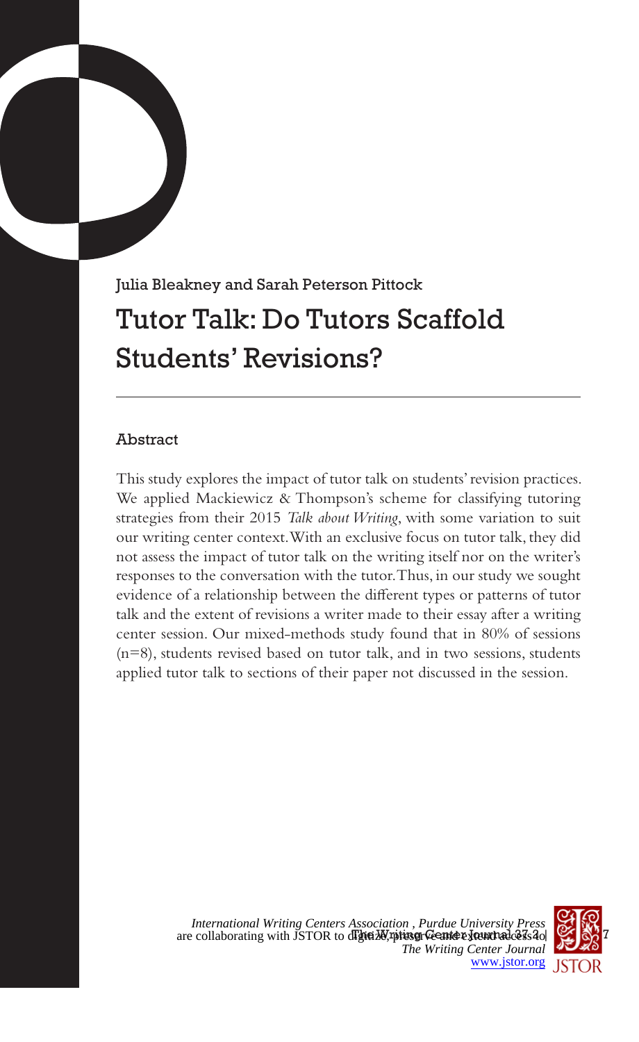Julia Bleakney and Sarah Peterson Pittock

# Tutor Talk: Do Tutors Scaffold Students' Revisions?

## Abstract

This study explores the impact of tutor talk on students' revision practices. We applied Mackiewicz & Thompson's scheme for classifying tutoring strategies from their 2015 *Talk about Writing*, with some variation to suit our writing center context. With an exclusive focus on tutor talk, they did not assess the impact of tutor talk on the writing itself nor on the writer's responses to the conversation with the tutor. Thus, in our study we sought evidence of a relationship between the different types or patterns of tutor talk and the extent of revisions a writer made to their essay after a writing center session. Our mixed-methods study found that in 80% of sessions (n=8), students revised based on tutor talk, and in two sessions, students applied tutor talk to sections of their paper not discussed in the session.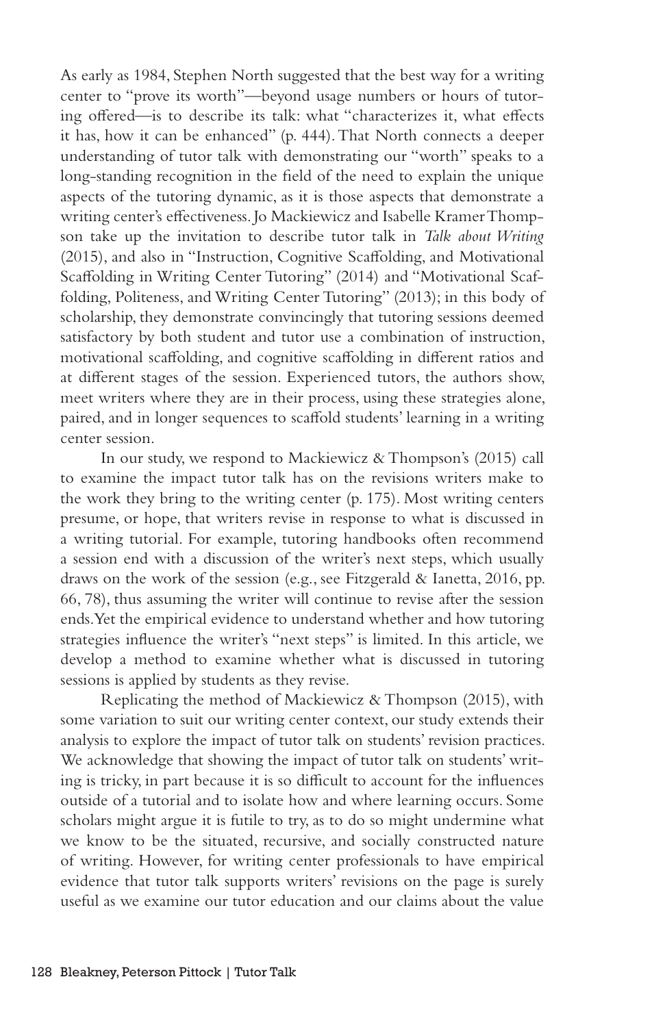As early as 1984, Stephen North suggested that the best way for a writing center to "prove its worth"—beyond usage numbers or hours of tutoring offered—is to describe its talk: what "characterizes it, what effects it has, how it can be enhanced" (p. 444). That North connects a deeper understanding of tutor talk with demonstrating our "worth" speaks to a long-standing recognition in the field of the need to explain the unique aspects of the tutoring dynamic, as it is those aspects that demonstrate a writing center's effectiveness. Jo Mackiewicz and Isabelle Kramer Thompson take up the invitation to describe tutor talk in *Talk about Writing* (2015), and also in "Instruction, Cognitive Scaffolding, and Motivational Scaffolding in Writing Center Tutoring" (2014) and "Motivational Scaffolding, Politeness, and Writing Center Tutoring" (2013); in this body of scholarship, they demonstrate convincingly that tutoring sessions deemed satisfactory by both student and tutor use a combination of instruction, motivational scaffolding, and cognitive scaffolding in different ratios and at different stages of the session. Experienced tutors, the authors show, meet writers where they are in their process, using these strategies alone, paired, and in longer sequences to scaffold students' learning in a writing center session.

In our study, we respond to Mackiewicz & Thompson's (2015) call to examine the impact tutor talk has on the revisions writers make to the work they bring to the writing center (p. 175). Most writing centers presume, or hope, that writers revise in response to what is discussed in a writing tutorial. For example, tutoring handbooks often recommend a session end with a discussion of the writer's next steps, which usually draws on the work of the session (e.g., see Fitzgerald & Ianetta, 2016, pp. 66, 78), thus assuming the writer will continue to revise after the session ends. Yet the empirical evidence to understand whether and how tutoring strategies influence the writer's "next steps" is limited. In this article, we develop a method to examine whether what is discussed in tutoring sessions is applied by students as they revise.

Replicating the method of Mackiewicz & Thompson (2015), with some variation to suit our writing center context, our study extends their analysis to explore the impact of tutor talk on students' revision practices. We acknowledge that showing the impact of tutor talk on students' writing is tricky, in part because it is so difficult to account for the influences outside of a tutorial and to isolate how and where learning occurs. Some scholars might argue it is futile to try, as to do so might undermine what we know to be the situated, recursive, and socially constructed nature of writing. However, for writing center professionals to have empirical evidence that tutor talk supports writers' revisions on the page is surely useful as we examine our tutor education and our claims about the value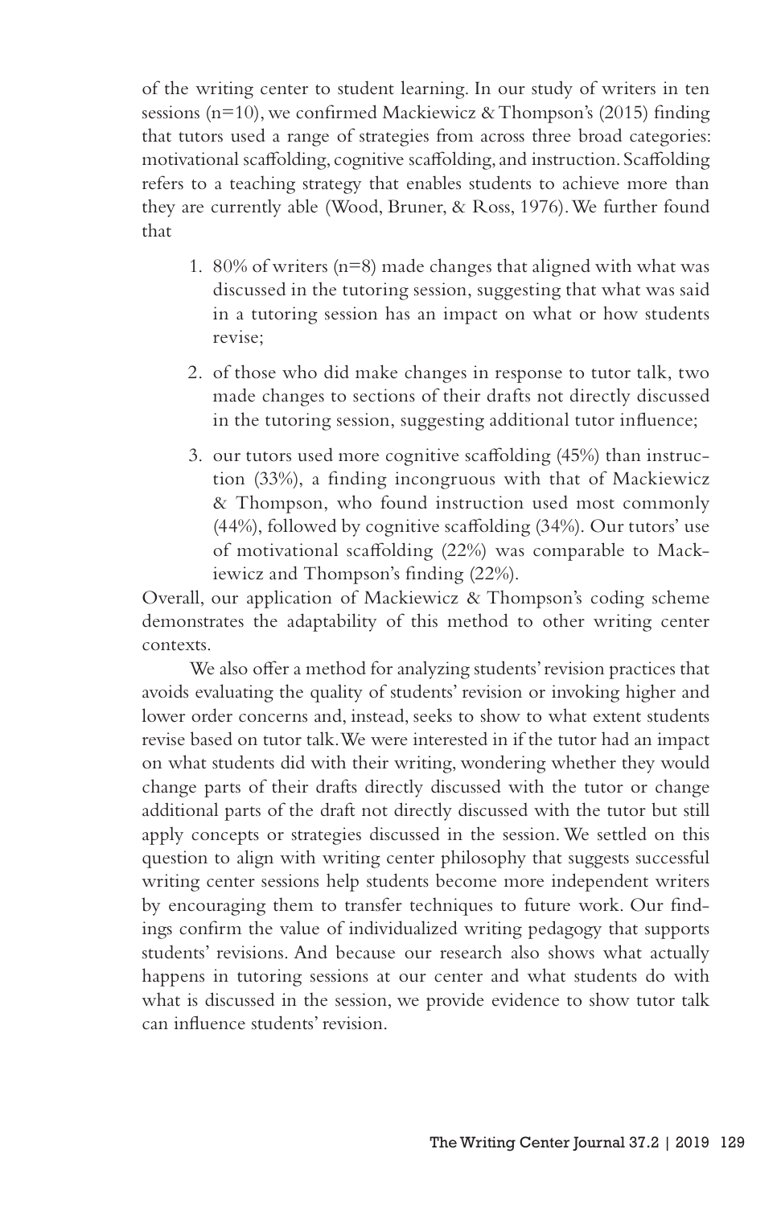of the writing center to student learning. In our study of writers in ten sessions (n=10), we confirmed Mackiewicz & Thompson's (2015) finding that tutors used a range of strategies from across three broad categories: motivational scaffolding, cognitive scaffolding, and instruction. Scaffolding refers to a teaching strategy that enables students to achieve more than they are currently able (Wood, Bruner, & Ross, 1976). We further found that

1. 80% of writers (n=8) made changes that aligned with what was discussed in the tutoring session, suggesting that what was said in a tutoring session has an impact on what or how students revise;
2. of those who did make changes in response to tutor talk, two made changes to sections of their drafts not directly discussed in the tutoring session, suggesting additional tutor influence;
3. our tutors used more cognitive scaffolding (45%) than instruction (33%), a finding incongruous with that of Mackiewicz & Thompson, who found instruction used most commonly (44%), followed by cognitive scaffolding (34%). Our tutors' use of motivational scaffolding (22%) was comparable to Mackiewicz and Thompson's finding (22%).

Overall, our application of Mackiewicz & Thompson's coding scheme demonstrates the adaptability of this method to other writing center contexts.

We also offer a method for analyzing students' revision practices that avoids evaluating the quality of students' revision or invoking higher and lower order concerns and, instead, seeks to show to what extent students revise based on tutor talk. We were interested in if the tutor had an impact on what students did with their writing, wondering whether they would change parts of their drafts directly discussed with the tutor or change additional parts of the draft not directly discussed with the tutor but still apply concepts or strategies discussed in the session. We settled on this question to align with writing center philosophy that suggests successful writing center sessions help students become more independent writers by encouraging them to transfer techniques to future work. Our findings confirm the value of individualized writing pedagogy that supports students' revisions. And because our research also shows what actually happens in tutoring sessions at our center and what students do with what is discussed in the session, we provide evidence to show tutor talk can influence students' revision.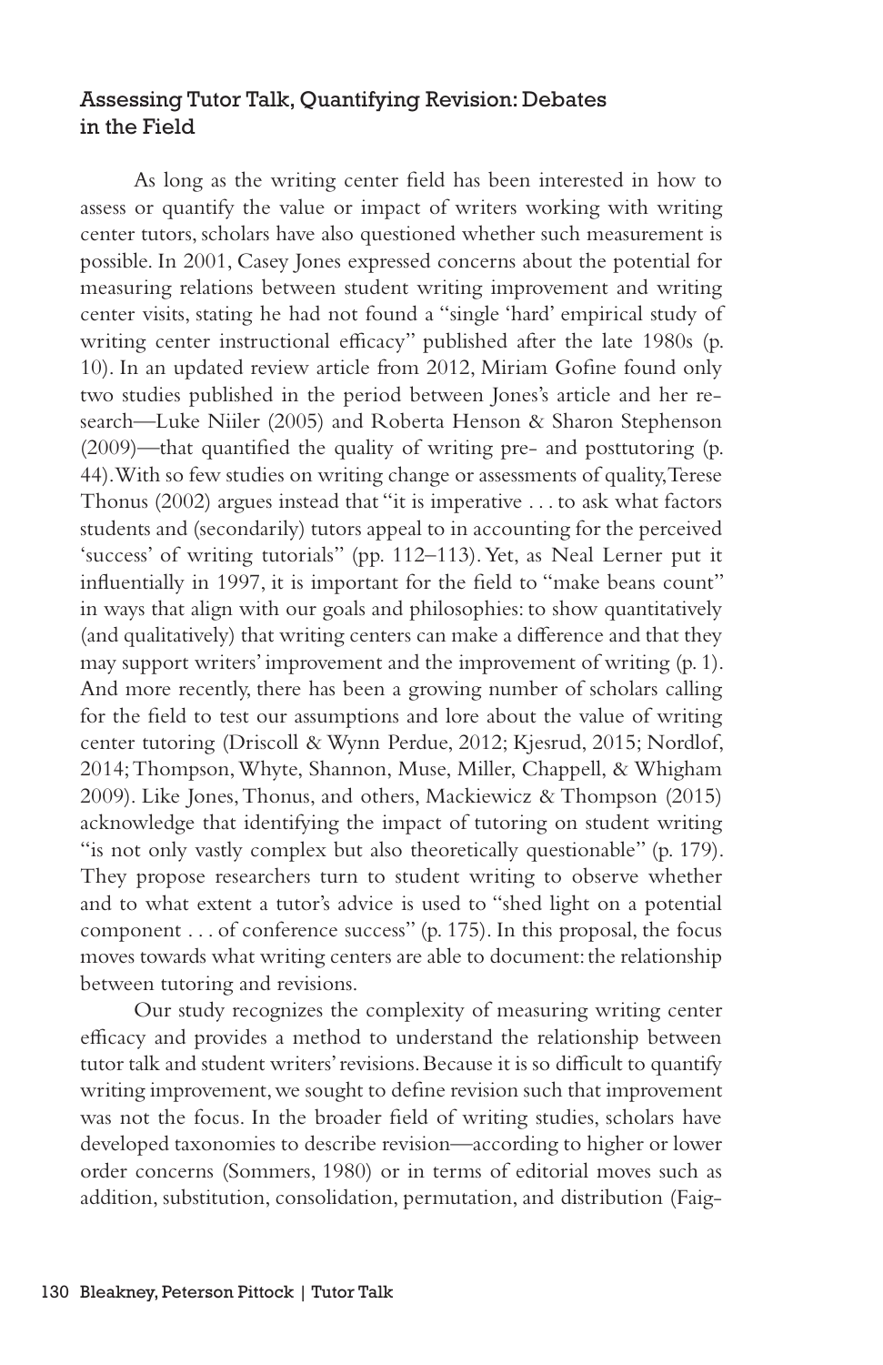### Assessing Tutor Talk, Quantifying Revision: Debates in the Field

As long as the writing center field has been interested in how to assess or quantify the value or impact of writers working with writing center tutors, scholars have also questioned whether such measurement is possible. In 2001, Casey Jones expressed concerns about the potential for measuring relations between student writing improvement and writing center visits, stating he had not found a "single 'hard' empirical study of writing center instructional efficacy" published after the late 1980s (p. 10). In an updated review article from 2012, Miriam Gofine found only two studies published in the period between Jones's article and her research—Luke Niiler (2005) and Roberta Henson & Sharon Stephenson (2009)—that quantified the quality of writing pre- and posttutoring (p. 44). With so few studies on writing change or assessments of quality, Terese Thonus (2002) argues instead that "it is imperative . . . to ask what factors students and (secondarily) tutors appeal to in accounting for the perceived 'success' of writing tutorials" (pp. 112–113). Yet, as Neal Lerner put it influentially in 1997, it is important for the field to "make beans count" in ways that align with our goals and philosophies: to show quantitatively (and qualitatively) that writing centers can make a difference and that they may support writers' improvement and the improvement of writing (p. 1). And more recently, there has been a growing number of scholars calling for the field to test our assumptions and lore about the value of writing center tutoring (Driscoll & Wynn Perdue, 2012; Kjesrud, 2015; Nordlof, 2014; Thompson, Whyte, Shannon, Muse, Miller, Chappell, & Whigham 2009). Like Jones, Thonus, and others, Mackiewicz & Thompson (2015) acknowledge that identifying the impact of tutoring on student writing "is not only vastly complex but also theoretically questionable" (p. 179). They propose researchers turn to student writing to observe whether and to what extent a tutor's advice is used to "shed light on a potential component . . . of conference success" (p. 175). In this proposal, the focus moves towards what writing centers are able to document: the relationship between tutoring and revisions.

Our study recognizes the complexity of measuring writing center efficacy and provides a method to understand the relationship between tutor talk and student writers' revisions. Because it is so difficult to quantify writing improvement, we sought to define revision such that improvement was not the focus. In the broader field of writing studies, scholars have developed taxonomies to describe revision—according to higher or lower order concerns (Sommers, 1980) or in terms of editorial moves such as addition, substitution, consolidation, permutation, and distribution (Faig-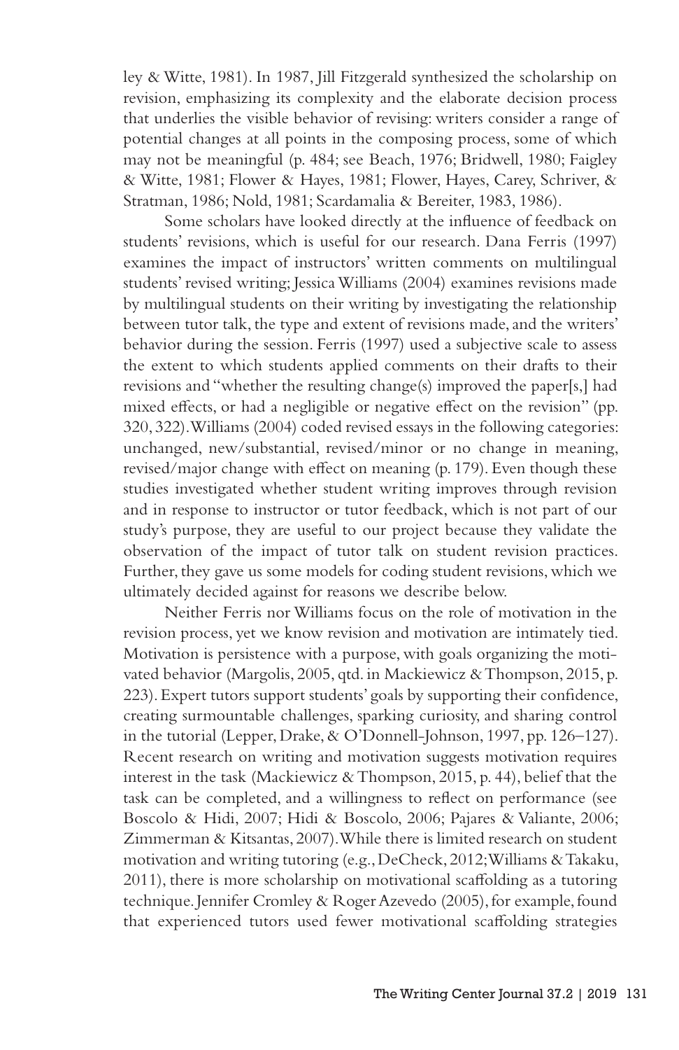ley & Witte, 1981). In 1987, Jill Fitzgerald synthesized the scholarship on revision, emphasizing its complexity and the elaborate decision process that underlies the visible behavior of revising: writers consider a range of potential changes at all points in the composing process, some of which may not be meaningful (p. 484; see Beach, 1976; Bridwell, 1980; Faigley & Witte, 1981; Flower & Hayes, 1981; Flower, Hayes, Carey, Schriver, & Stratman, 1986; Nold, 1981; Scardamalia & Bereiter, 1983, 1986).

Some scholars have looked directly at the influence of feedback on students' revisions, which is useful for our research. Dana Ferris (1997) examines the impact of instructors' written comments on multilingual students' revised writing; Jessica Williams (2004) examines revisions made by multilingual students on their writing by investigating the relationship between tutor talk, the type and extent of revisions made, and the writers' behavior during the session. Ferris (1997) used a subjective scale to assess the extent to which students applied comments on their drafts to their revisions and "whether the resulting change(s) improved the paper[s,] had mixed effects, or had a negligible or negative effect on the revision" (pp. 320, 322). Williams (2004) coded revised essays in the following categories: unchanged, new/substantial, revised/minor or no change in meaning, revised/major change with effect on meaning (p. 179). Even though these studies investigated whether student writing improves through revision and in response to instructor or tutor feedback, which is not part of our study's purpose, they are useful to our project because they validate the observation of the impact of tutor talk on student revision practices. Further, they gave us some models for coding student revisions, which we ultimately decided against for reasons we describe below.

Neither Ferris nor Williams focus on the role of motivation in the revision process, yet we know revision and motivation are intimately tied. Motivation is persistence with a purpose, with goals organizing the motivated behavior (Margolis, 2005, qtd. in Mackiewicz & Thompson, 2015, p. 223). Expert tutors support students' goals by supporting their confidence, creating surmountable challenges, sparking curiosity, and sharing control in the tutorial (Lepper, Drake, & O'Donnell-Johnson, 1997, pp. 126–127). Recent research on writing and motivation suggests motivation requires interest in the task (Mackiewicz & Thompson, 2015, p. 44), belief that the task can be completed, and a willingness to reflect on performance (see Boscolo & Hidi, 2007; Hidi & Boscolo, 2006; Pajares & Valiante, 2006; Zimmerman & Kitsantas, 2007). While there is limited research on student motivation and writing tutoring (e.g., DeCheck, 2012; Williams & Takaku, 2011), there is more scholarship on motivational scaffolding as a tutoring technique. Jennifer Cromley & Roger Azevedo (2005), for example, found that experienced tutors used fewer motivational scaffolding strategies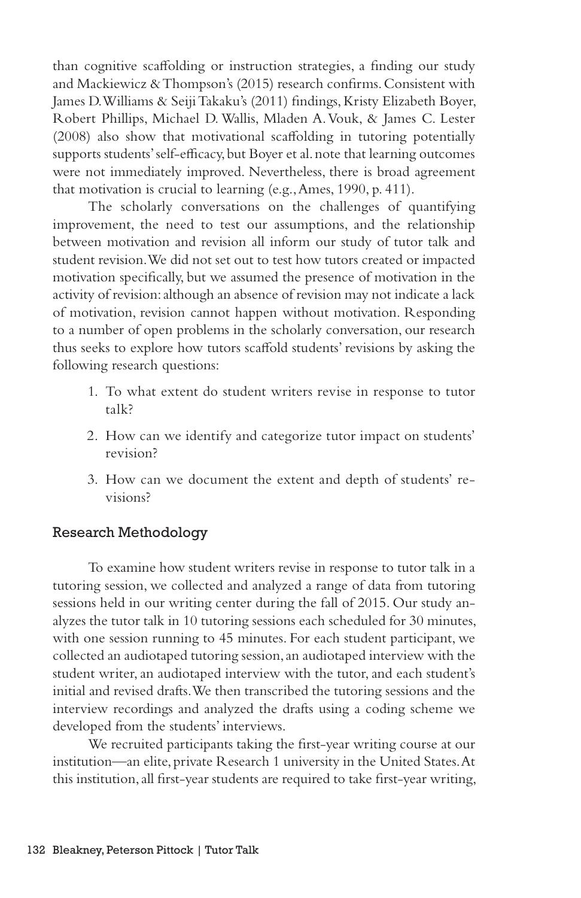than cognitive scaffolding or instruction strategies, a finding our study and Mackiewicz & Thompson's (2015) research confirms. Consistent with James D. Williams & Seiji Takaku's (2011) findings, Kristy Elizabeth Boyer, Robert Phillips, Michael D. Wallis, Mladen A. Vouk, & James C. Lester (2008) also show that motivational scaffolding in tutoring potentially supports students' self-efficacy, but Boyer et al. note that learning outcomes were not immediately improved. Nevertheless, there is broad agreement that motivation is crucial to learning (e.g., Ames, 1990, p. 411).

The scholarly conversations on the challenges of quantifying improvement, the need to test our assumptions, and the relationship between motivation and revision all inform our study of tutor talk and student revision. We did not set out to test how tutors created or impacted motivation specifically, but we assumed the presence of motivation in the activity of revision: although an absence of revision may not indicate a lack of motivation, revision cannot happen without motivation. Responding to a number of open problems in the scholarly conversation, our research thus seeks to explore how tutors scaffold students' revisions by asking the following research questions:

1. To what extent do student writers revise in response to tutor talk?
2. How can we identify and categorize tutor impact on students' revision?
3. How can we document the extent and depth of students' revisions?

## Research Methodology

To examine how student writers revise in response to tutor talk in a tutoring session, we collected and analyzed a range of data from tutoring sessions held in our writing center during the fall of 2015. Our study analyzes the tutor talk in 10 tutoring sessions each scheduled for 30 minutes, with one session running to 45 minutes. For each student participant, we collected an audiotaped tutoring session, an audiotaped interview with the student writer, an audiotaped interview with the tutor, and each student's initial and revised drafts. We then transcribed the tutoring sessions and the interview recordings and analyzed the drafts using a coding scheme we developed from the students' interviews.

We recruited participants taking the first-year writing course at our institution—an elite, private Research 1 university in the United States. At this institution, all first-year students are required to take first-year writing,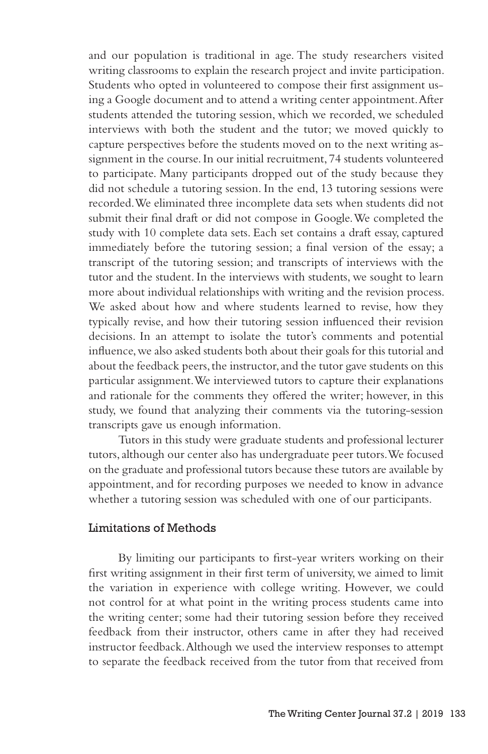and our population is traditional in age. The study researchers visited writing classrooms to explain the research project and invite participation. Students who opted in volunteered to compose their first assignment using a Google document and to attend a writing center appointment. After students attended the tutoring session, which we recorded, we scheduled interviews with both the student and the tutor; we moved quickly to capture perspectives before the students moved on to the next writing assignment in the course. In our initial recruitment, 74 students volunteered to participate. Many participants dropped out of the study because they did not schedule a tutoring session. In the end, 13 tutoring sessions were recorded. We eliminated three incomplete data sets when students did not submit their final draft or did not compose in Google. We completed the study with 10 complete data sets. Each set contains a draft essay, captured immediately before the tutoring session; a final version of the essay; a transcript of the tutoring session; and transcripts of interviews with the tutor and the student. In the interviews with students, we sought to learn more about individual relationships with writing and the revision process. We asked about how and where students learned to revise, how they typically revise, and how their tutoring session influenced their revision decisions. In an attempt to isolate the tutor's comments and potential influence, we also asked students both about their goals for this tutorial and about the feedback peers, the instructor, and the tutor gave students on this particular assignment. We interviewed tutors to capture their explanations and rationale for the comments they offered the writer; however, in this study, we found that analyzing their comments via the tutoring-session transcripts gave us enough information.

Tutors in this study were graduate students and professional lecturer tutors, although our center also has undergraduate peer tutors. We focused on the graduate and professional tutors because these tutors are available by appointment, and for recording purposes we needed to know in advance whether a tutoring session was scheduled with one of our participants.

## Limitations of Methods

By limiting our participants to first-year writers working on their first writing assignment in their first term of university, we aimed to limit the variation in experience with college writing. However, we could not control for at what point in the writing process students came into the writing center; some had their tutoring session before they received feedback from their instructor, others came in after they had received instructor feedback. Although we used the interview responses to attempt to separate the feedback received from the tutor from that received from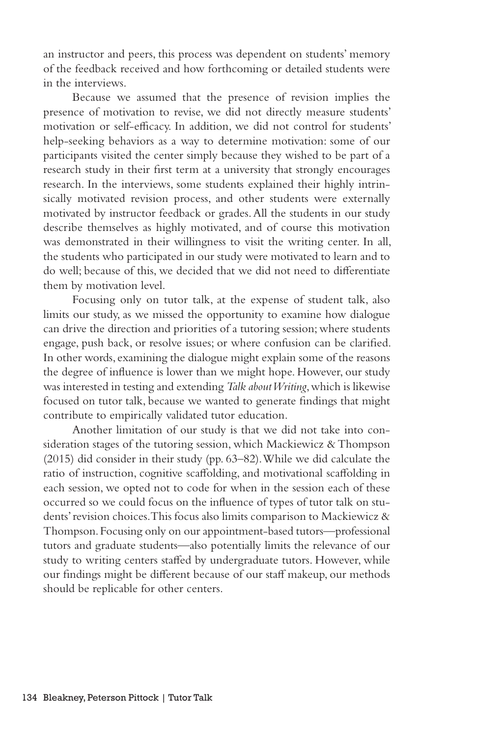an instructor and peers, this process was dependent on students' memory of the feedback received and how forthcoming or detailed students were in the interviews.

Because we assumed that the presence of revision implies the presence of motivation to revise, we did not directly measure students' motivation or self-efficacy. In addition, we did not control for students' help-seeking behaviors as a way to determine motivation: some of our participants visited the center simply because they wished to be part of a research study in their first term at a university that strongly encourages research. In the interviews, some students explained their highly intrinsically motivated revision process, and other students were externally motivated by instructor feedback or grades. All the students in our study describe themselves as highly motivated, and of course this motivation was demonstrated in their willingness to visit the writing center. In all, the students who participated in our study were motivated to learn and to do well; because of this, we decided that we did not need to differentiate them by motivation level.

Focusing only on tutor talk, at the expense of student talk, also limits our study, as we missed the opportunity to examine how dialogue can drive the direction and priorities of a tutoring session; where students engage, push back, or resolve issues; or where confusion can be clarified. In other words, examining the dialogue might explain some of the reasons the degree of influence is lower than we might hope. However, our study was interested in testing and extending *Talk about Writing*, which is likewise focused on tutor talk, because we wanted to generate findings that might contribute to empirically validated tutor education.

Another limitation of our study is that we did not take into consideration stages of the tutoring session, which Mackiewicz & Thompson (2015) did consider in their study (pp. 63–82). While we did calculate the ratio of instruction, cognitive scaffolding, and motivational scaffolding in each session, we opted not to code for when in the session each of these occurred so we could focus on the influence of types of tutor talk on students' revision choices. This focus also limits comparison to Mackiewicz & Thompson. Focusing only on our appointment-based tutors—professional tutors and graduate students—also potentially limits the relevance of our study to writing centers staffed by undergraduate tutors. However, while our findings might be different because of our staff makeup, our methods should be replicable for other centers.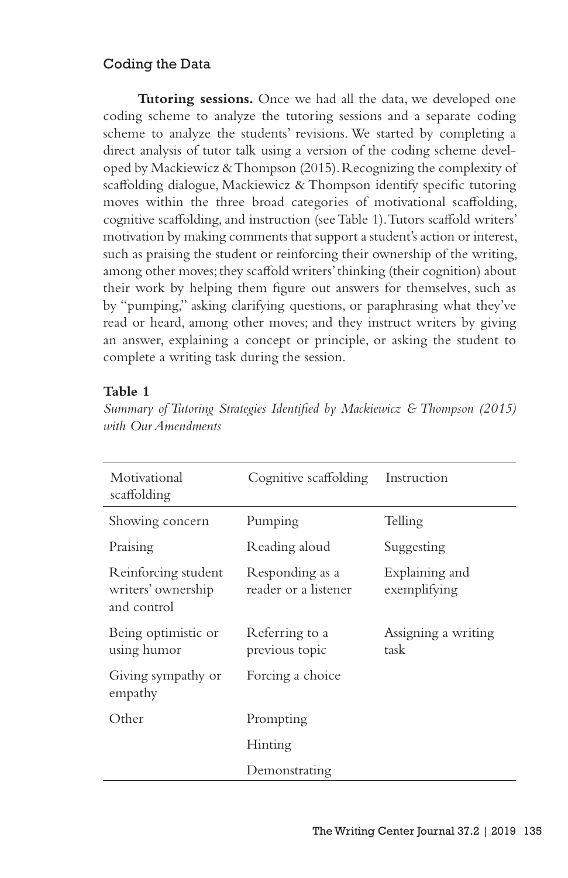### Coding the Data

**Tutoring sessions.** Once we had all the data, we developed one coding scheme to analyze the tutoring sessions and a separate coding scheme to analyze the students' revisions. We started by completing a direct analysis of tutor talk using a version of the coding scheme developed by Mackiewicz & Thompson (2015). Recognizing the complexity of scaffolding dialogue, Mackiewicz & Thompson identify specific tutoring moves within the three broad categories of motivational scaffolding, cognitive scaffolding, and instruction (see Table 1). Tutors scaffold writers' motivation by making comments that support a student's action or interest, such as praising the student or reinforcing their ownership of the writing, among other moves; they scaffold writers' thinking (their cognition) about their work by helping them figure out answers for themselves, such as by "pumping," asking clarifying questions, or paraphrasing what they've read or heard, among other moves; and they instruct writers by giving an answer, explaining a concept or principle, or asking the student to complete a writing task during the session.

**Table 1**

*Summary of Tutoring Strategies Identified by Mackiewicz & Thompson (2015) with Our Amendments*

| Motivational scaffolding | Cognitive scaffolding | Instruction |
|---|---|---|
| Showing concern | Pumping | Telling |
| Praising | Reading aloud | Suggesting |
| Reinforcing student writers' ownership and control | Responding as a reader or a listener | Explaining and exemplifying |
| Being optimistic or using humor | Referring to a previous topic | Assigning a writing task |
| Giving sympathy or empathy | Forcing a choice | |
| Other | Prompting | |
| | Hinting | |
| | Demonstrating | |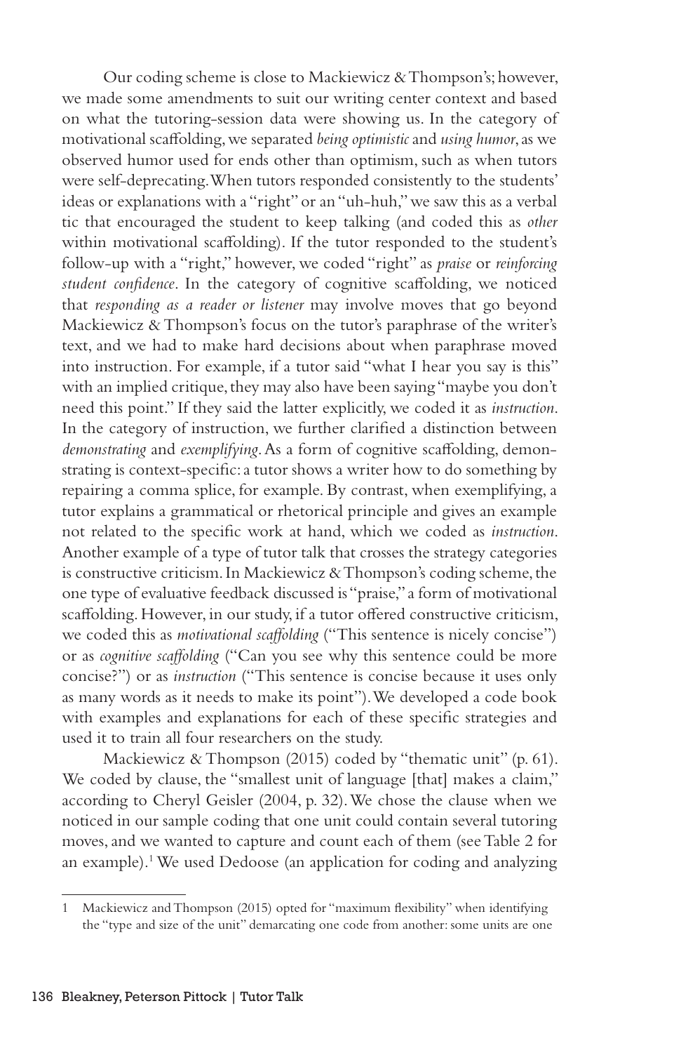Our coding scheme is close to Mackiewicz & Thompson's; however, we made some amendments to suit our writing center context and based on what the tutoring-session data were showing us. In the category of motivational scaffolding, we separated *being optimistic* and *using humor*, as we observed humor used for ends other than optimism, such as when tutors were self-deprecating. When tutors responded consistently to the students' ideas or explanations with a "right" or an "uh-huh," we saw this as a verbal tic that encouraged the student to keep talking (and coded this as *other* within motivational scaffolding). If the tutor responded to the student's follow-up with a "right," however, we coded "right" as *praise* or *reinforcing student confidence*. In the category of cognitive scaffolding, we noticed that *responding as a reader or listener* may involve moves that go beyond Mackiewicz & Thompson's focus on the tutor's paraphrase of the writer's text, and we had to make hard decisions about when paraphrase moved into instruction. For example, if a tutor said "what I hear you say is this" with an implied critique, they may also have been saying "maybe you don't need this point." If they said the latter explicitly, we coded it as *instruction*. In the category of instruction, we further clarified a distinction between *demonstrating* and *exemplifying*. As a form of cognitive scaffolding, demonstrating is context-specific: a tutor shows a writer how to do something by repairing a comma splice, for example. By contrast, when exemplifying, a tutor explains a grammatical or rhetorical principle and gives an example not related to the specific work at hand, which we coded as *instruction*. Another example of a type of tutor talk that crosses the strategy categories is constructive criticism. In Mackiewicz & Thompson's coding scheme, the one type of evaluative feedback discussed is "praise," a form of motivational scaffolding. However, in our study, if a tutor offered constructive criticism, we coded this as *motivational scaffolding* ("This sentence is nicely concise") or as *cognitive scaffolding* ("Can you see why this sentence could be more concise?") or as *instruction* ("This sentence is concise because it uses only as many words as it needs to make its point"). We developed a code book with examples and explanations for each of these specific strategies and used it to train all four researchers on the study.

Mackiewicz & Thompson (2015) coded by "thematic unit" (p. 61). We coded by clause, the "smallest unit of language [that] makes a claim," according to Cheryl Geisler (2004, p. 32). We chose the clause when we noticed in our sample coding that one unit could contain several tutoring moves, and we wanted to capture and count each of them (see Table 2 for an example).[1] We used Dedoose (an application for coding and analyzing

---

1 Mackiewicz and Thompson (2015) opted for "maximum flexibility" when identifying the "type and size of the unit" demarcating one code from another: some units are one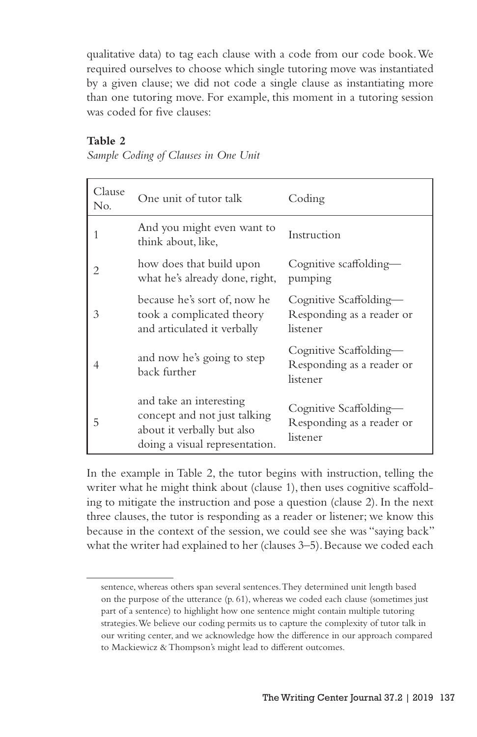qualitative data) to tag each clause with a code from our code book. We required ourselves to choose which single tutoring move was instantiated by a given clause; we did not code a single clause as instantiating more than one tutoring move. For example, this moment in a tutoring session was coded for five clauses:

**Table 2**

*Sample Coding of Clauses in One Unit*

| Clause No. | One unit of tutor talk | Coding |
|---|---|---|
| 1 | And you might even want to think about, like, | Instruction |
| 2 | how does that build upon what he's already done, right, | Cognitive scaffolding—pumping |
| 3 | because he's sort of, now he took a complicated theory and articulated it verbally | Cognitive Scaffolding—Responding as a reader or listener |
| 4 | and now he's going to step back further | Cognitive Scaffolding—Responding as a reader or listener |
| 5 | and take an interesting concept and not just talking about it verbally but also doing a visual representation. | Cognitive Scaffolding—Responding as a reader or listener |

In the example in Table 2, the tutor begins with instruction, telling the writer what he might think about (clause 1), then uses cognitive scaffolding to mitigate the instruction and pose a question (clause 2). In the next three clauses, the tutor is responding as a reader or listener; we know this because in the context of the session, we could see she was "saying back" what the writer had explained to her (clauses 3–5). Because we coded each

sentence, whereas others span several sentences. They determined unit length based on the purpose of the utterance (p. 61), whereas we coded each clause (sometimes just part of a sentence) to highlight how one sentence might contain multiple tutoring strategies. We believe our coding permits us to capture the complexity of tutor talk in our writing center, and we acknowledge how the difference in our approach compared to Mackiewicz & Thompson's might lead to different outcomes.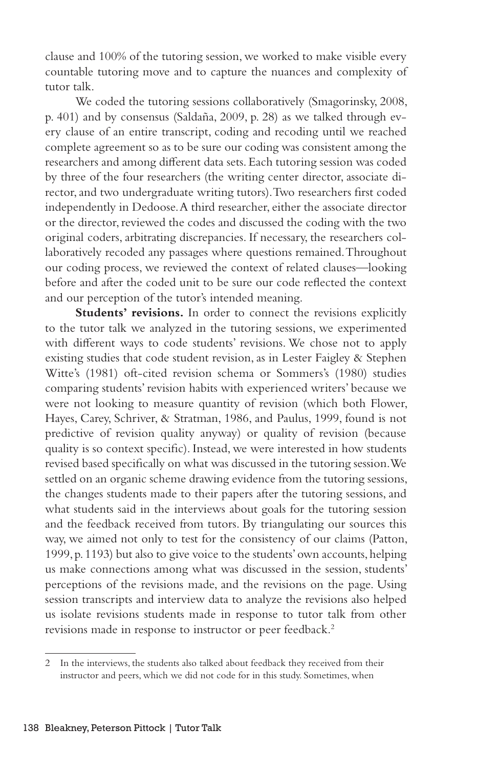clause and 100% of the tutoring session, we worked to make visible every countable tutoring move and to capture the nuances and complexity of tutor talk.

We coded the tutoring sessions collaboratively (Smagorinsky, 2008, p. 401) and by consensus (Saldaña, 2009, p. 28) as we talked through every clause of an entire transcript, coding and recoding until we reached complete agreement so as to be sure our coding was consistent among the researchers and among different data sets. Each tutoring session was coded by three of the four researchers (the writing center director, associate director, and two undergraduate writing tutors). Two researchers first coded independently in Dedoose. A third researcher, either the associate director or the director, reviewed the codes and discussed the coding with the two original coders, arbitrating discrepancies. If necessary, the researchers collaboratively recoded any passages where questions remained. Throughout our coding process, we reviewed the context of related clauses—looking before and after the coded unit to be sure our code reflected the context and our perception of the tutor's intended meaning.

**Students' revisions.** In order to connect the revisions explicitly to the tutor talk we analyzed in the tutoring sessions, we experimented with different ways to code students' revisions. We chose not to apply existing studies that code student revision, as in Lester Faigley & Stephen Witte's (1981) oft-cited revision schema or Sommers's (1980) studies comparing students' revision habits with experienced writers' because we were not looking to measure quantity of revision (which both Flower, Hayes, Carey, Schriver, & Stratman, 1986, and Paulus, 1999, found is not predictive of revision quality anyway) or quality of revision (because quality is so context specific). Instead, we were interested in how students revised based specifically on what was discussed in the tutoring session. We settled on an organic scheme drawing evidence from the tutoring sessions, the changes students made to their papers after the tutoring sessions, and what students said in the interviews about goals for the tutoring session and the feedback received from tutors. By triangulating our sources this way, we aimed not only to test for the consistency of our claims (Patton, 1999, p. 1193) but also to give voice to the students' own accounts, helping us make connections among what was discussed in the session, students' perceptions of the revisions made, and the revisions on the page. Using session transcripts and interview data to analyze the revisions also helped us isolate revisions students made in response to tutor talk from other revisions made in response to instructor or peer feedback.[2]

2 In the interviews, the students also talked about feedback they received from their instructor and peers, which we did not code for in this study. Sometimes, when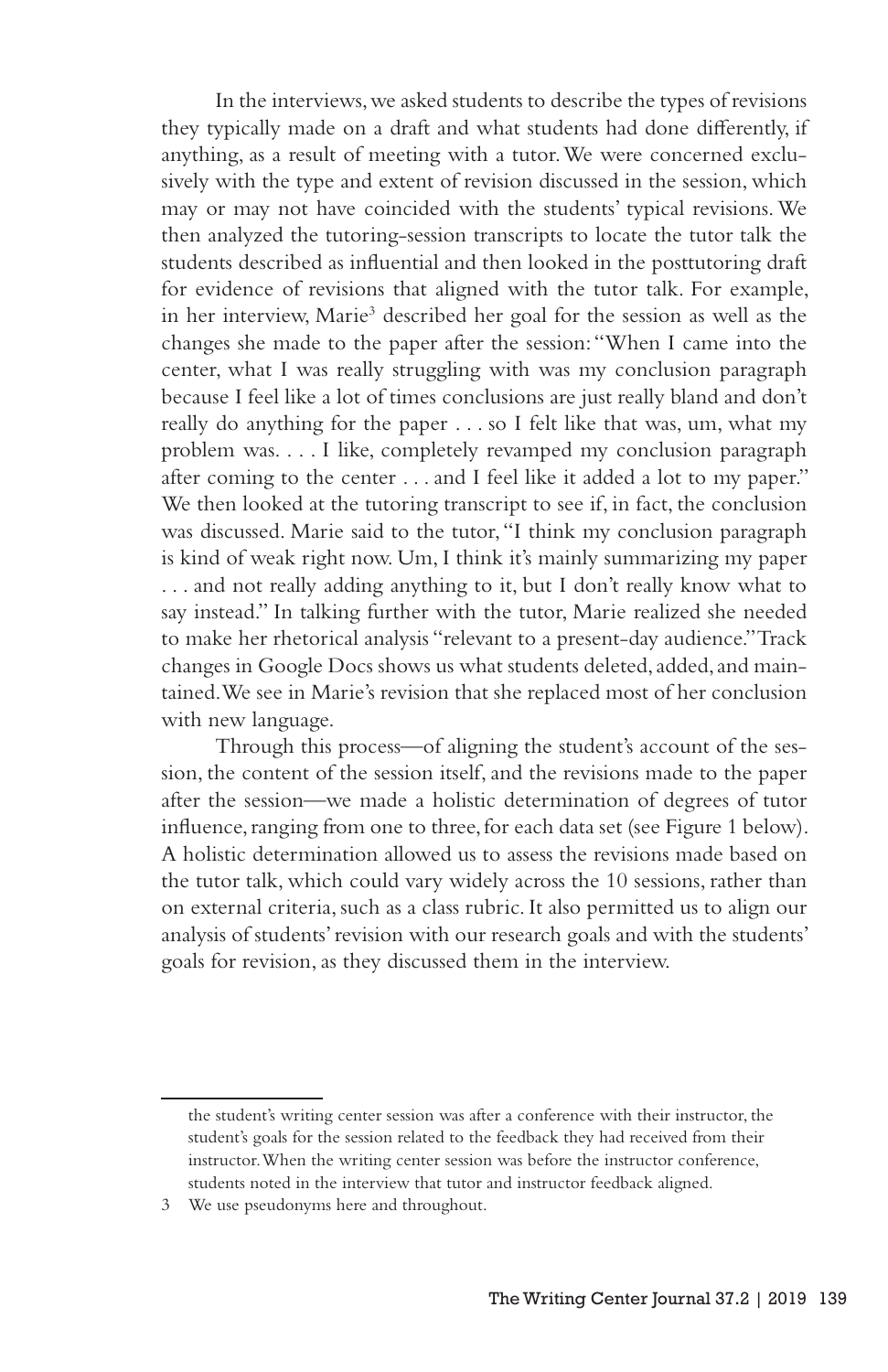In the interviews, we asked students to describe the types of revisions they typically made on a draft and what students had done differently, if anything, as a result of meeting with a tutor. We were concerned exclusively with the type and extent of revision discussed in the session, which may or may not have coincided with the students' typical revisions. We then analyzed the tutoring-session transcripts to locate the tutor talk the students described as influential and then looked in the posttutoring draft for evidence of revisions that aligned with the tutor talk. For example, in her interview, Marie[3] described her goal for the session as well as the changes she made to the paper after the session: "When I came into the center, what I was really struggling with was my conclusion paragraph because I feel like a lot of times conclusions are just really bland and don't really do anything for the paper . . . so I felt like that was, um, what my problem was. . . . I like, completely revamped my conclusion paragraph after coming to the center . . . and I feel like it added a lot to my paper." We then looked at the tutoring transcript to see if, in fact, the conclusion was discussed. Marie said to the tutor, "I think my conclusion paragraph is kind of weak right now. Um, I think it's mainly summarizing my paper . . . and not really adding anything to it, but I don't really know what to say instead." In talking further with the tutor, Marie realized she needed to make her rhetorical analysis "relevant to a present-day audience." Track changes in Google Docs shows us what students deleted, added, and maintained. We see in Marie's revision that she replaced most of her conclusion with new language.

Through this process—of aligning the student's account of the session, the content of the session itself, and the revisions made to the paper after the session—we made a holistic determination of degrees of tutor influence, ranging from one to three, for each data set (see Figure 1 below). A holistic determination allowed us to assess the revisions made based on the tutor talk, which could vary widely across the 10 sessions, rather than on external criteria, such as a class rubric. It also permitted us to align our analysis of students' revision with our research goals and with the students' goals for revision, as they discussed them in the interview.

---

the student's writing center session was after a conference with their instructor, the student's goals for the session related to the feedback they had received from their instructor. When the writing center session was before the instructor conference, students noted in the interview that tutor and instructor feedback aligned.

3 We use pseudonyms here and throughout.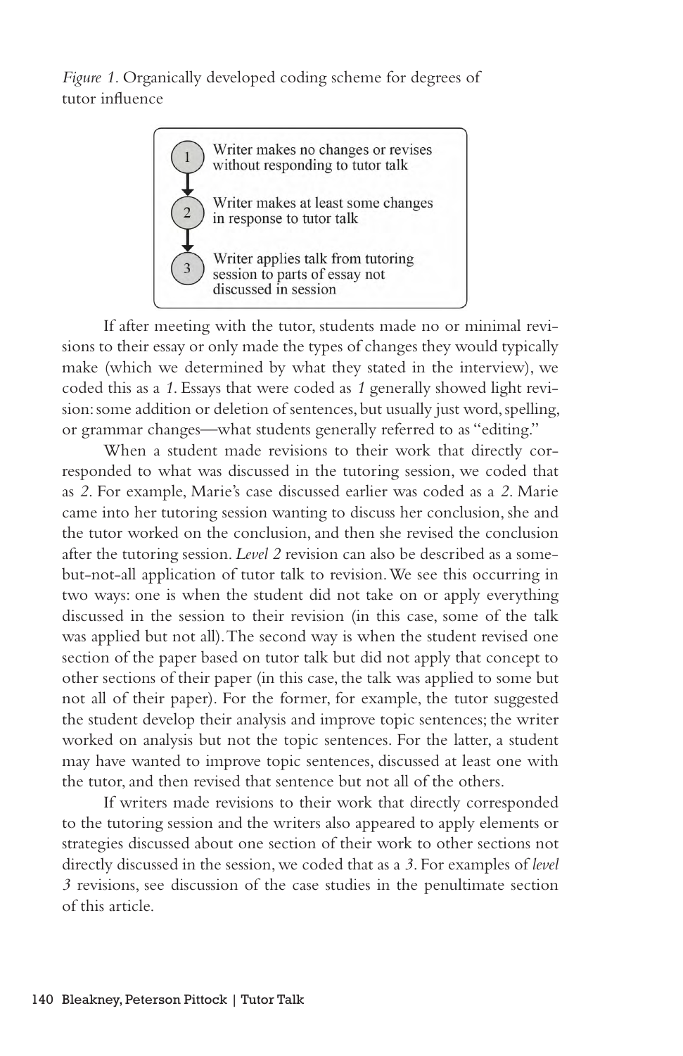*Figure 1.* Organically developed coding scheme for degrees of tutor influence

1. Writer makes no changes or revises without responding to tutor talk
2. Writer makes at least some changes in response to tutor talk
3. Writer applies talk from tutoring session to parts of essay not discussed in session

If after meeting with the tutor, students made no or minimal revisions to their essay or only made the types of changes they would typically make (which we determined by what they stated in the interview), we coded this as a *1*. Essays that were coded as *1* generally showed light revision: some addition or deletion of sentences, but usually just word, spelling, or grammar changes—what students generally referred to as "editing."

When a student made revisions to their work that directly corresponded to what was discussed in the tutoring session, we coded that as *2*. For example, Marie's case discussed earlier was coded as a *2*. Marie came into her tutoring session wanting to discuss her conclusion, she and the tutor worked on the conclusion, and then she revised the conclusion after the tutoring session. *Level 2* revision can also be described as a some-but-not-all application of tutor talk to revision. We see this occurring in two ways: one is when the student did not take on or apply everything discussed in the session to their revision (in this case, some of the talk was applied but not all). The second way is when the student revised one section of the paper based on tutor talk but did not apply that concept to other sections of their paper (in this case, the talk was applied to some but not all of their paper). For the former, for example, the tutor suggested the student develop their analysis and improve topic sentences; the writer worked on analysis but not the topic sentences. For the latter, a student may have wanted to improve topic sentences, discussed at least one with the tutor, and then revised that sentence but not all of the others.

If writers made revisions to their work that directly corresponded to the tutoring session and the writers also appeared to apply elements or strategies discussed about one section of their work to other sections not directly discussed in the session, we coded that as a *3*. For examples of *level 3* revisions, see discussion of the case studies in the penultimate section of this article.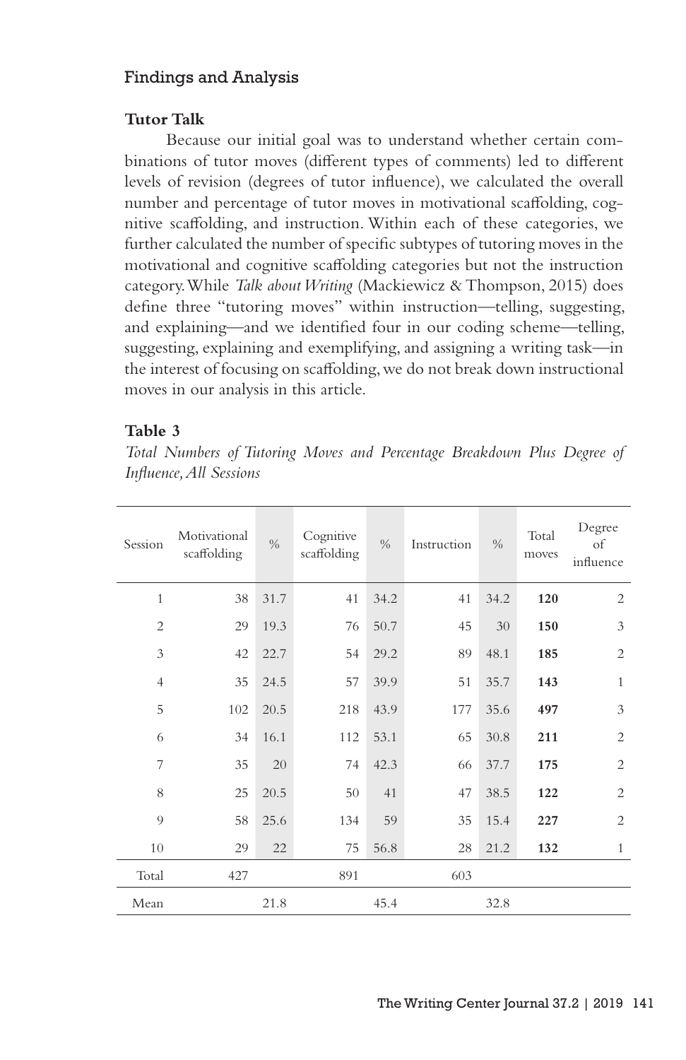## Findings and Analysis

### Tutor Talk

Because our initial goal was to understand whether certain combinations of tutor moves (different types of comments) led to different levels of revision (degrees of tutor influence), we calculated the overall number and percentage of tutor moves in motivational scaffolding, cognitive scaffolding, and instruction. Within each of these categories, we further calculated the number of specific subtypes of tutoring moves in the motivational and cognitive scaffolding categories but not the instruction category. While *Talk about Writing* (Mackiewicz & Thompson, 2015) does define three "tutoring moves" within instruction—telling, suggesting, and explaining—and we identified four in our coding scheme—telling, suggesting, explaining and exemplifying, and assigning a writing task—in the interest of focusing on scaffolding, we do not break down instructional moves in our analysis in this article.

**Table 3**

*Total Numbers of Tutoring Moves and Percentage Breakdown Plus Degree of Influence, All Sessions*

| Session | Motivational scaffolding | % | Cognitive scaffolding | % | Instruction | % | Total moves | Degree of influence |
|---|---|---|---|---|---|---|---|---|
| 1 | 38 | 31.7 | 41 | 34.2 | 41 | 34.2 | **120** | 2 |
| 2 | 29 | 19.3 | 76 | 50.7 | 45 | 30 | **150** | 3 |
| 3 | 42 | 22.7 | 54 | 29.2 | 89 | 48.1 | **185** | 2 |
| 4 | 35 | 24.5 | 57 | 39.9 | 51 | 35.7 | **143** | 1 |
| 5 | 102 | 20.5 | 218 | 43.9 | 177 | 35.6 | **497** | 3 |
| 6 | 34 | 16.1 | 112 | 53.1 | 65 | 30.8 | **211** | 2 |
| 7 | 35 | 20 | 74 | 42.3 | 66 | 37.7 | **175** | 2 |
| 8 | 25 | 20.5 | 50 | 41 | 47 | 38.5 | **122** | 2 |
| 9 | 58 | 25.6 | 134 | 59 | 35 | 15.4 | **227** | 2 |
| 10 | 29 | 22 | 75 | 56.8 | 28 | 21.2 | **132** | 1 |
| Total | 427 | | 891 | | 603 | | | |
| Mean | | 21.8 | | 45.4 | | 32.8 | | |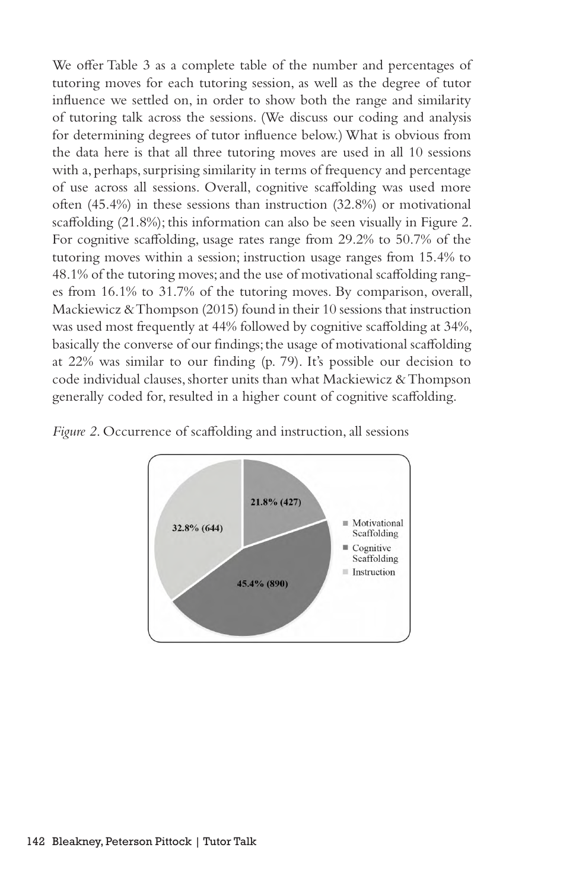We offer Table 3 as a complete table of the number and percentages of tutoring moves for each tutoring session, as well as the degree of tutor influence we settled on, in order to show both the range and similarity of tutoring talk across the sessions. (We discuss our coding and analysis for determining degrees of tutor influence below.) What is obvious from the data here is that all three tutoring moves are used in all 10 sessions with a, perhaps, surprising similarity in terms of frequency and percentage of use across all sessions. Overall, cognitive scaffolding was used more often (45.4%) in these sessions than instruction (32.8%) or motivational scaffolding (21.8%); this information can also be seen visually in Figure 2. For cognitive scaffolding, usage rates range from 29.2% to 50.7% of the tutoring moves within a session; instruction usage ranges from 15.4% to 48.1% of the tutoring moves; and the use of motivational scaffolding ranges from 16.1% to 31.7% of the tutoring moves. By comparison, overall, Mackiewicz & Thompson (2015) found in their 10 sessions that instruction was used most frequently at 44% followed by cognitive scaffolding at 34%, basically the converse of our findings; the usage of motivational scaffolding at 22% was similar to our finding (p. 79). It's possible our decision to code individual clauses, shorter units than what Mackiewicz & Thompson generally coded for, resulted in a higher count of cognitive scaffolding.

*Figure 2.* Occurrence of scaffolding and instruction, all sessions

| Category | Percentage (Count) |
|---|---|
| Motivational Scaffolding | 21.8% (427) |
| Cognitive Scaffolding | 45.4% (890) |
| Instruction | 32.8% (644) |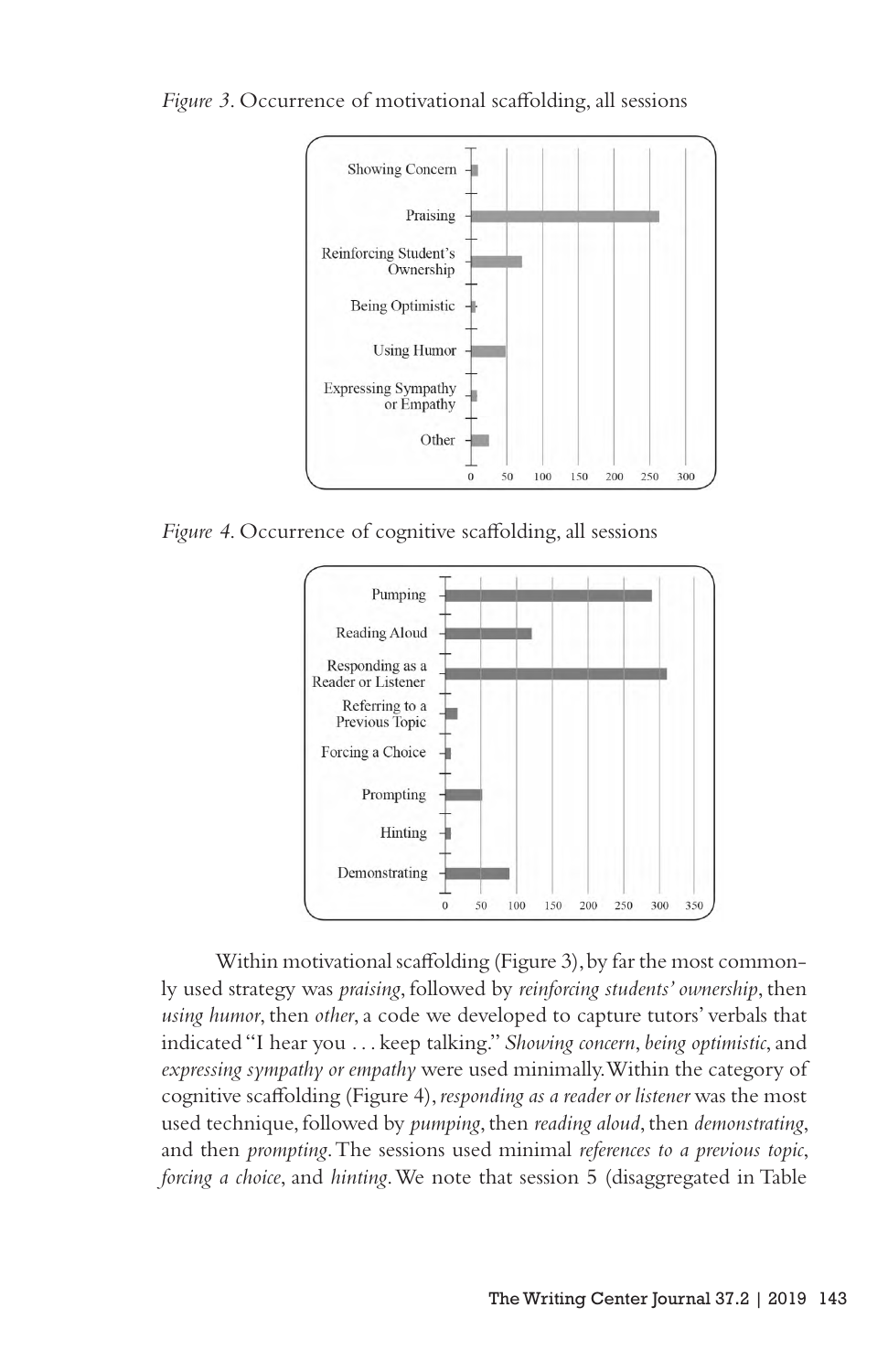*Figure 3*. Occurrence of motivational scaffolding, all sessions

*Figure 4*. Occurrence of cognitive scaffolding, all sessions

Within motivational scaffolding (Figure 3), by far the most commonly used strategy was *praising*, followed by *reinforcing students' ownership*, then *using humor*, then *other*, a code we developed to capture tutors' verbals that indicated "I hear you . . . keep talking." *Showing concern*, *being optimistic*, and *expressing sympathy or empathy* were used minimally. Within the category of cognitive scaffolding (Figure 4), *responding as a reader or listener* was the most used technique, followed by *pumping*, then *reading aloud*, then *demonstrating*, and then *prompting*. The sessions used minimal *references to a previous topic*, *forcing a choice*, and *hinting*. We note that session 5 (disaggregated in Table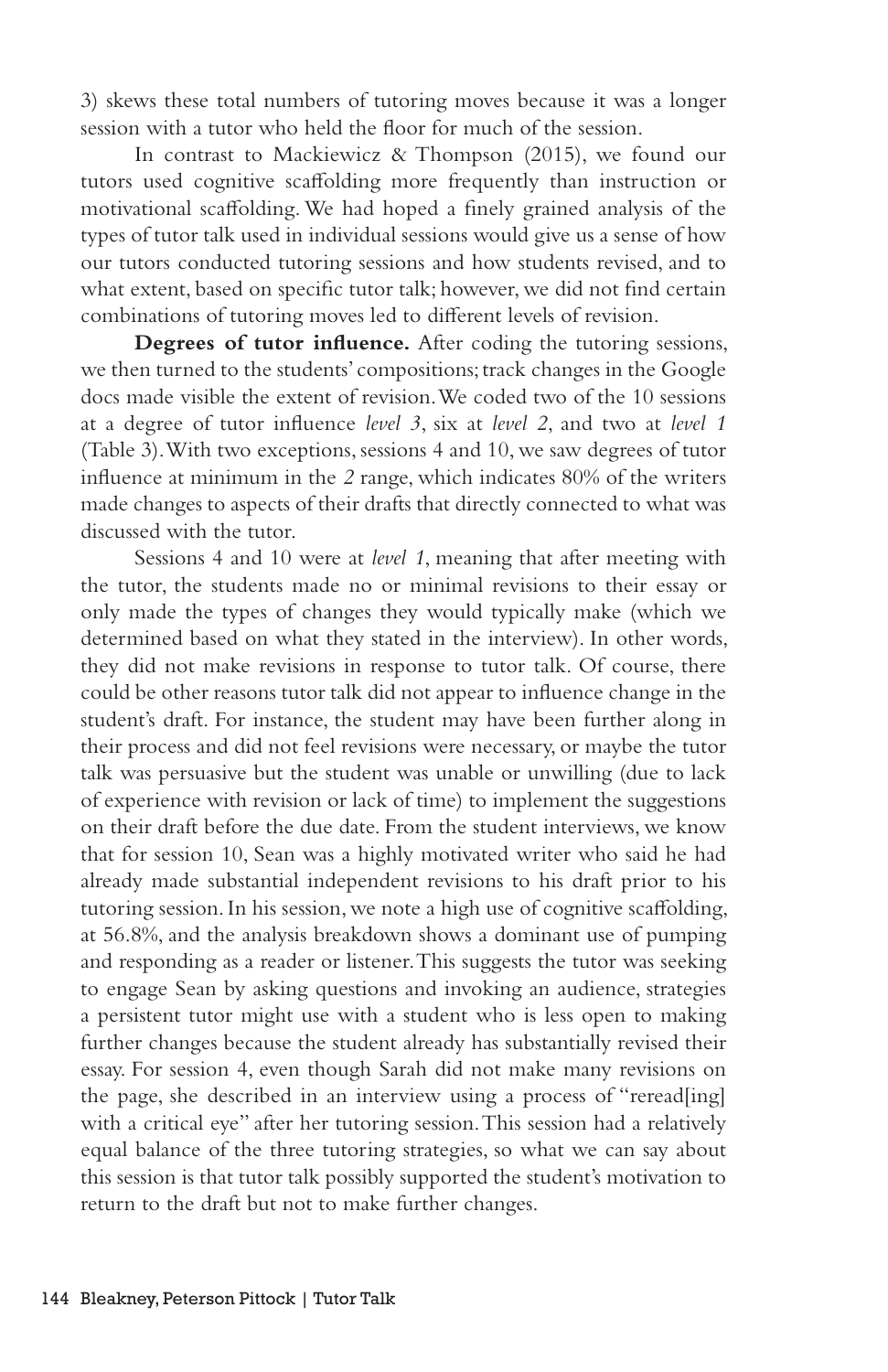3) skews these total numbers of tutoring moves because it was a longer session with a tutor who held the floor for much of the session.

In contrast to Mackiewicz & Thompson (2015), we found our tutors used cognitive scaffolding more frequently than instruction or motivational scaffolding. We had hoped a finely grained analysis of the types of tutor talk used in individual sessions would give us a sense of how our tutors conducted tutoring sessions and how students revised, and to what extent, based on specific tutor talk; however, we did not find certain combinations of tutoring moves led to different levels of revision.

**Degrees of tutor influence.** After coding the tutoring sessions, we then turned to the students' compositions; track changes in the Google docs made visible the extent of revision. We coded two of the 10 sessions at a degree of tutor influence *level 3*, six at *level 2*, and two at *level 1* (Table 3). With two exceptions, sessions 4 and 10, we saw degrees of tutor influence at minimum in the *2* range, which indicates 80% of the writers made changes to aspects of their drafts that directly connected to what was discussed with the tutor.

Sessions 4 and 10 were at *level 1*, meaning that after meeting with the tutor, the students made no or minimal revisions to their essay or only made the types of changes they would typically make (which we determined based on what they stated in the interview). In other words, they did not make revisions in response to tutor talk. Of course, there could be other reasons tutor talk did not appear to influence change in the student's draft. For instance, the student may have been further along in their process and did not feel revisions were necessary, or maybe the tutor talk was persuasive but the student was unable or unwilling (due to lack of experience with revision or lack of time) to implement the suggestions on their draft before the due date. From the student interviews, we know that for session 10, Sean was a highly motivated writer who said he had already made substantial independent revisions to his draft prior to his tutoring session. In his session, we note a high use of cognitive scaffolding, at 56.8%, and the analysis breakdown shows a dominant use of pumping and responding as a reader or listener. This suggests the tutor was seeking to engage Sean by asking questions and invoking an audience, strategies a persistent tutor might use with a student who is less open to making further changes because the student already has substantially revised their essay. For session 4, even though Sarah did not make many revisions on the page, she described in an interview using a process of "reread[ing] with a critical eye" after her tutoring session. This session had a relatively equal balance of the three tutoring strategies, so what we can say about this session is that tutor talk possibly supported the student's motivation to return to the draft but not to make further changes.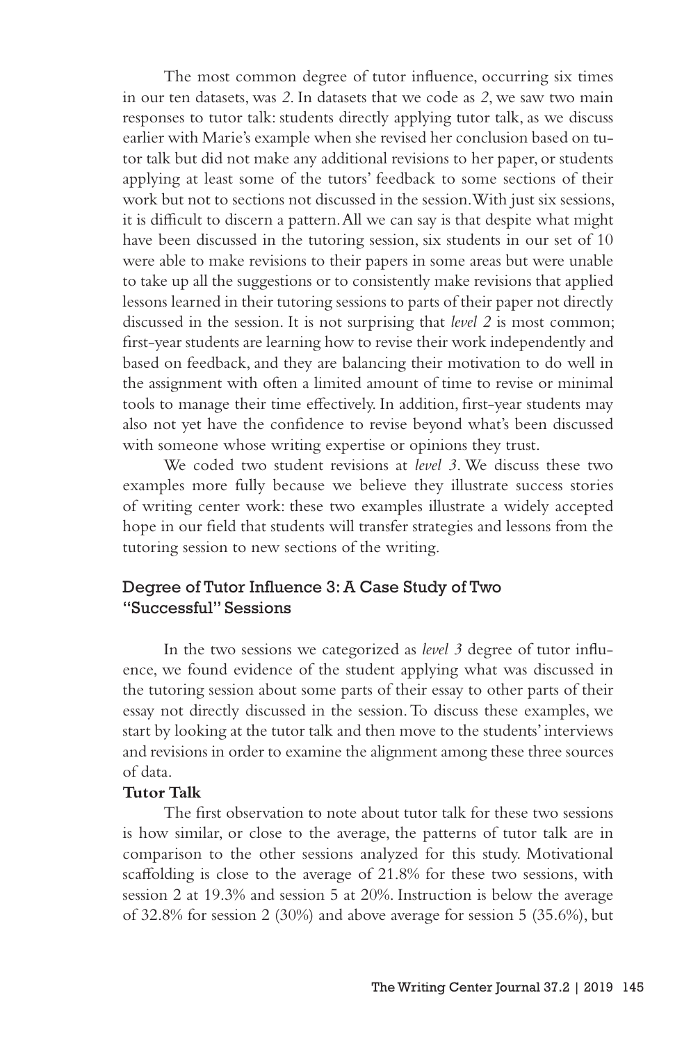The most common degree of tutor influence, occurring six times in our ten datasets, was *2*. In datasets that we code as *2*, we saw two main responses to tutor talk: students directly applying tutor talk, as we discuss earlier with Marie's example when she revised her conclusion based on tutor talk but did not make any additional revisions to her paper, or students applying at least some of the tutors' feedback to some sections of their work but not to sections not discussed in the session. With just six sessions, it is difficult to discern a pattern. All we can say is that despite what might have been discussed in the tutoring session, six students in our set of 10 were able to make revisions to their papers in some areas but were unable to take up all the suggestions or to consistently make revisions that applied lessons learned in their tutoring sessions to parts of their paper not directly discussed in the session. It is not surprising that *level 2* is most common; first-year students are learning how to revise their work independently and based on feedback, and they are balancing their motivation to do well in the assignment with often a limited amount of time to revise or minimal tools to manage their time effectively. In addition, first-year students may also not yet have the confidence to revise beyond what's been discussed with someone whose writing expertise or opinions they trust.

We coded two student revisions at *level 3*. We discuss these two examples more fully because we believe they illustrate success stories of writing center work: these two examples illustrate a widely accepted hope in our field that students will transfer strategies and lessons from the tutoring session to new sections of the writing.

## Degree of Tutor Influence 3: A Case Study of Two "Successful" Sessions

In the two sessions we categorized as *level 3* degree of tutor influence, we found evidence of the student applying what was discussed in the tutoring session about some parts of their essay to other parts of their essay not directly discussed in the session. To discuss these examples, we start by looking at the tutor talk and then move to the students' interviews and revisions in order to examine the alignment among these three sources of data.

**Tutor Talk**

The first observation to note about tutor talk for these two sessions is how similar, or close to the average, the patterns of tutor talk are in comparison to the other sessions analyzed for this study. Motivational scaffolding is close to the average of 21.8% for these two sessions, with session 2 at 19.3% and session 5 at 20%. Instruction is below the average of 32.8% for session 2 (30%) and above average for session 5 (35.6%), but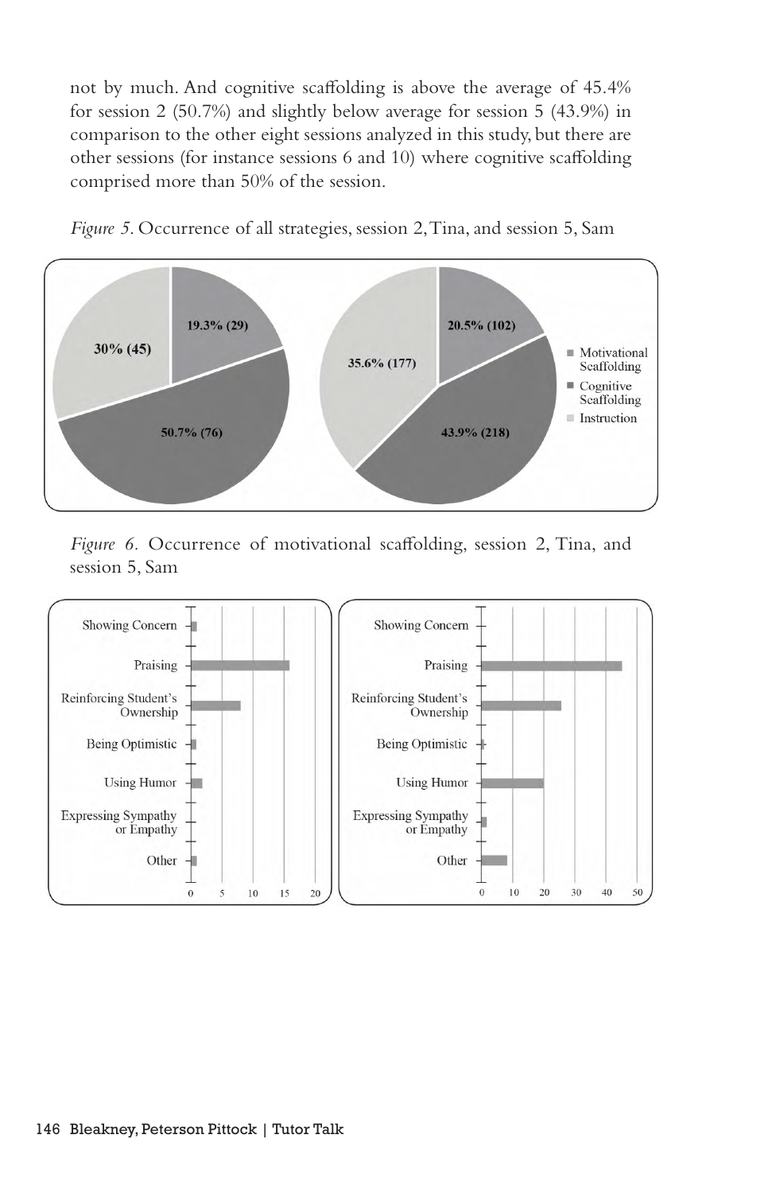not by much. And cognitive scaffolding is above the average of 45.4% for session 2 (50.7%) and slightly below average for session 5 (43.9%) in comparison to the other eight sessions analyzed in this study, but there are other sessions (for instance sessions 6 and 10) where cognitive scaffolding comprised more than 50% of the session.

*Figure 5.* Occurrence of all strategies, session 2, Tina, and session 5, Sam

*Figure 6.* Occurrence of motivational scaffolding, session 2, Tina, and session 5, Sam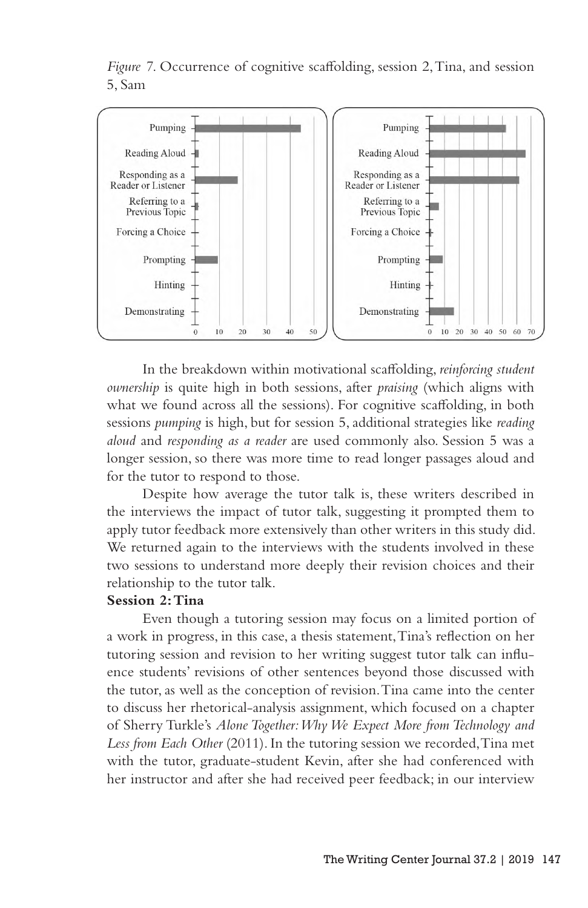*Figure* 7. Occurrence of cognitive scaffolding, session 2, Tina, and session 5, Sam

In the breakdown within motivational scaffolding, *reinforcing student ownership* is quite high in both sessions, after *praising* (which aligns with what we found across all the sessions). For cognitive scaffolding, in both sessions *pumping* is high, but for session 5, additional strategies like *reading aloud* and *responding as a reader* are used commonly also. Session 5 was a longer session, so there was more time to read longer passages aloud and for the tutor to respond to those.

Despite how average the tutor talk is, these writers described in the interviews the impact of tutor talk, suggesting it prompted them to apply tutor feedback more extensively than other writers in this study did. We returned again to the interviews with the students involved in these two sessions to understand more deeply their revision choices and their relationship to the tutor talk.

**Session 2: Tina**

Even though a tutoring session may focus on a limited portion of a work in progress, in this case, a thesis statement, Tina's reflection on her tutoring session and revision to her writing suggest tutor talk can influence students' revisions of other sentences beyond those discussed with the tutor, as well as the conception of revision. Tina came into the center to discuss her rhetorical-analysis assignment, which focused on a chapter of Sherry Turkle's *Alone Together: Why We Expect More from Technology and Less from Each Other* (2011). In the tutoring session we recorded, Tina met with the tutor, graduate-student Kevin, after she had conferenced with her instructor and after she had received peer feedback; in our interview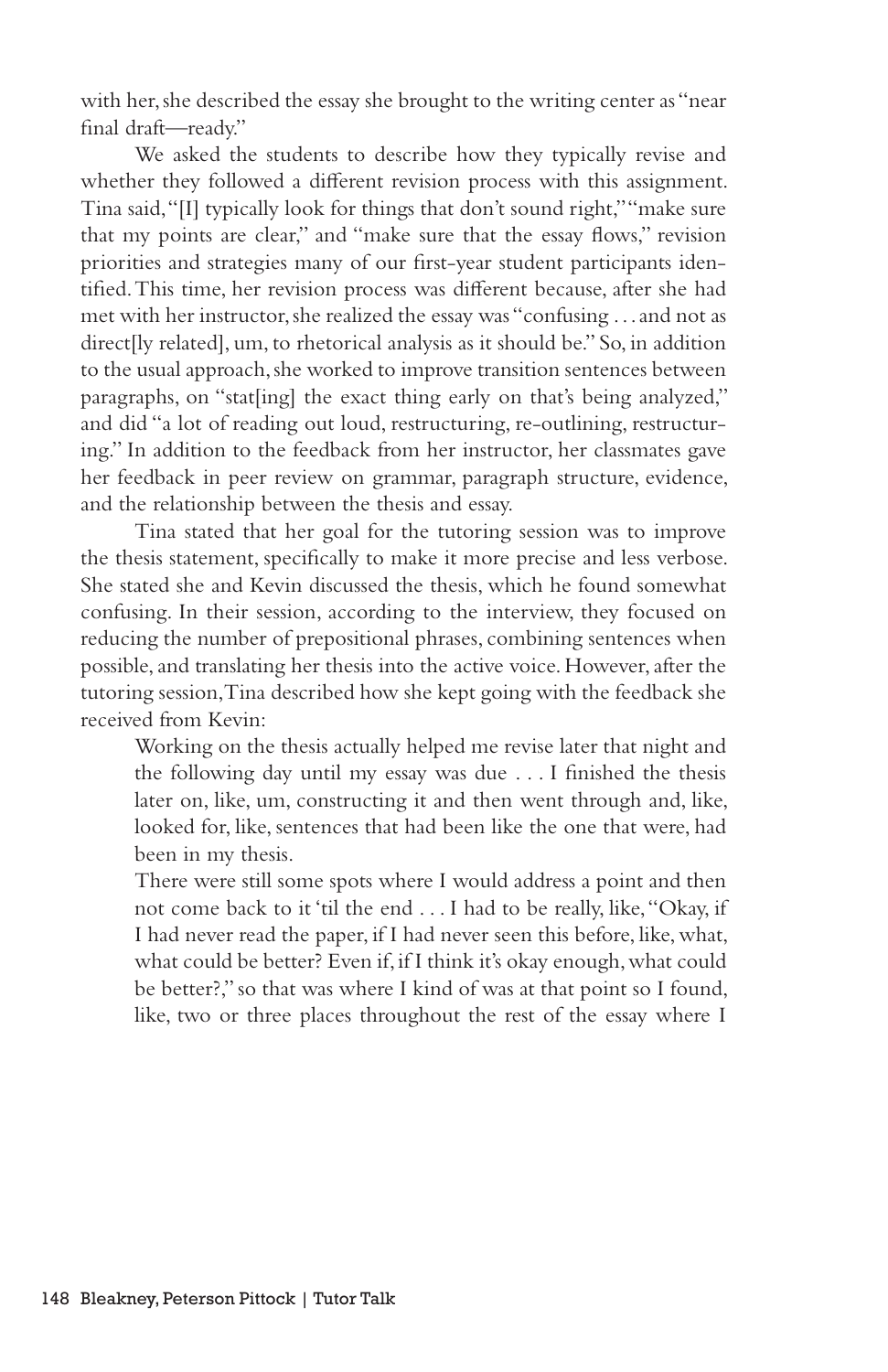with her, she described the essay she brought to the writing center as "near final draft—ready."

We asked the students to describe how they typically revise and whether they followed a different revision process with this assignment. Tina said, "[I] typically look for things that don't sound right," "make sure that my points are clear," and "make sure that the essay flows," revision priorities and strategies many of our first-year student participants identified. This time, her revision process was different because, after she had met with her instructor, she realized the essay was "confusing . . . and not as direct[ly related], um, to rhetorical analysis as it should be." So, in addition to the usual approach, she worked to improve transition sentences between paragraphs, on "stat[ing] the exact thing early on that's being analyzed," and did "a lot of reading out loud, restructuring, re-outlining, restructuring." In addition to the feedback from her instructor, her classmates gave her feedback in peer review on grammar, paragraph structure, evidence, and the relationship between the thesis and essay.

Tina stated that her goal for the tutoring session was to improve the thesis statement, specifically to make it more precise and less verbose. She stated she and Kevin discussed the thesis, which he found somewhat confusing. In their session, according to the interview, they focused on reducing the number of prepositional phrases, combining sentences when possible, and translating her thesis into the active voice. However, after the tutoring session, Tina described how she kept going with the feedback she received from Kevin:

> Working on the thesis actually helped me revise later that night and the following day until my essay was due . . . I finished the thesis later on, like, um, constructing it and then went through and, like, looked for, like, sentences that had been like the one that were, had been in my thesis.
>
> There were still some spots where I would address a point and then not come back to it 'til the end . . . I had to be really, like, "Okay, if I had never read the paper, if I had never seen this before, like, what, what could be better? Even if, if I think it's okay enough, what could be better?," so that was where I kind of was at that point so I found, like, two or three places throughout the rest of the essay where I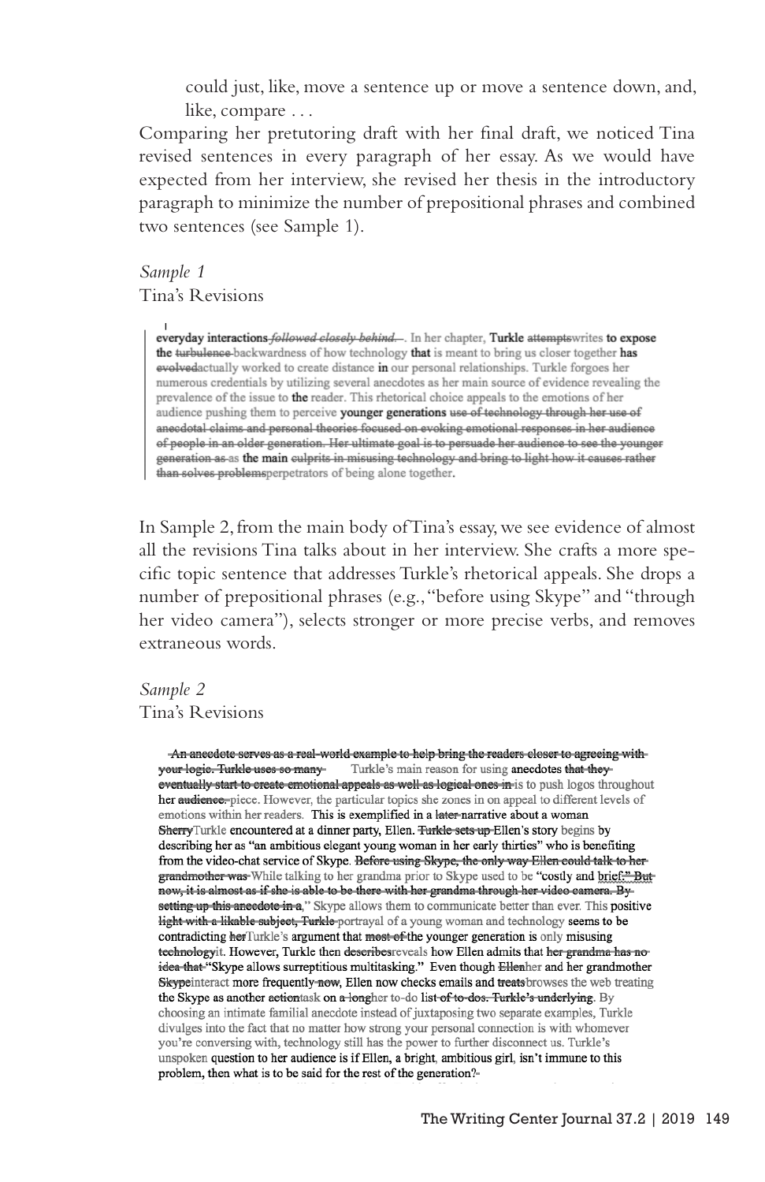could just, like, move a sentence up or move a sentence down, and, like, compare . . .

Comparing her pretutoring draft with her final draft, we noticed Tina revised sentences in every paragraph of her essay. As we would have expected from her interview, she revised her thesis in the introductory paragraph to minimize the number of prepositional phrases and combined two sentences (see Sample 1).

*Sample 1*

Tina's Revisions

> everyday interactions ~~*followed closely behind.*~~. In her chapter, **Turkle** ~~attempts~~writes **to expose the** ~~turbulence~~ backwardness of how technology **that** is meant to bring us closer together **has** ~~evolved~~actually worked to create distance **in** our personal relationships. Turkle forgoes her numerous credentials by utilizing several anecdotes as her main source of evidence revealing the prevalence of the issue to **the** reader. This rhetorical choice appeals to the emotions of her audience pushing them to perceive **younger generations** ~~use of technology through her use of anecdotal claims and personal theories focused on evoking emotional responses in her audience of people in an older generation. Her ultimate goal is to persuade her audience to see the younger generation as~~ as **the main** ~~culprits in misusing technology and bring to light how it causes rather than solves problems~~perpetrators of being alone together.

In Sample 2, from the main body of Tina's essay, we see evidence of almost all the revisions Tina talks about in her interview. She crafts a more specific topic sentence that addresses Turkle's rhetorical appeals. She drops a number of prepositional phrases (e.g., "before using Skype" and "through her video camera"), selects stronger or more precise verbs, and removes extraneous words.

*Sample 2*

Tina's Revisions

> ~~An anecdote serves as a real-world example to help bring the readers closer to agreeing with your logic. Turkle uses so many~~ Turkle's main reason for using **anecdotes** ~~that they eventually start to create emotional appeals as well as logical ones in~~ is to push logos throughout her ~~audience.~~ piece. However, the particular topics she zones in on appeal to different levels of emotions within her readers. **This is exemplified in a** ~~later~~ **narrative about a woman** ~~Sherry~~Turkle **encountered at a dinner party, Ellen.** ~~Turkle sets up~~ **Ellen's story** begins **by describing her as "an ambitious elegant young woman in her early thirties" who is benefiting from the video-chat service of Skype.** ~~Before using Skype, the only way Ellen could talk to her grandmother was~~ While talking to her grandma prior to Skype used to be **"costly and brief."** ~~But now, it is almost as if she is able to be there with her grandma through her video camera. By setting up this anecdote in a,~~**"** Skype allows them to communicate better than ever. This **positive** ~~light with a likable subject, Turkle~~ portrayal of a young woman and technology **seems to be contradicting** ~~her~~Turkle's **argument that** ~~most of~~ **the younger generation is** only **misusing** ~~technology~~it. **However, Turkle then** ~~describes~~reveals **how Ellen admits that** ~~her grandma has no idea that~~ **"Skype allows surreptitious multitasking." Even though** ~~Ellen~~her **and her grandmother** ~~Skype~~interact **more frequently** ~~now~~, **Ellen now checks emails and** ~~treats~~browses the web treating **the Skype as another** ~~action~~task **on** ~~a longer~~her to-do **list** ~~of to-dos. Turkle's underlying~~. By choosing an intimate familial anecdote instead of juxtaposing two separate examples, Turkle divulges into the fact that no matter how strong your personal connection is with whomever you're conversing with, technology still has the power to further disconnect us. Turkle's unspoken **question to her audience is if Ellen, a bright, ambitious girl, isn't immune to this problem, then what is to be said for the rest of the generation?**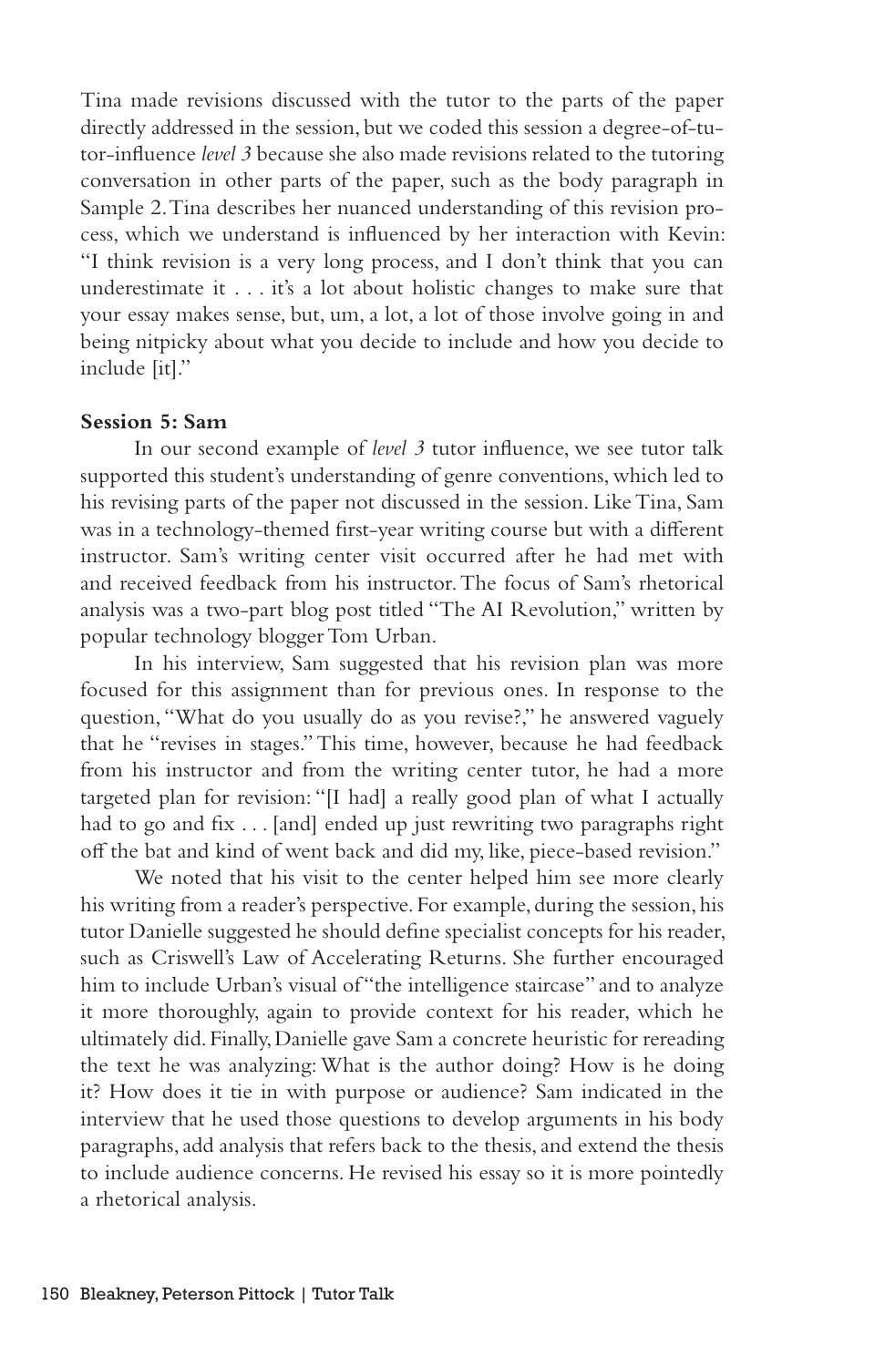Tina made revisions discussed with the tutor to the parts of the paper directly addressed in the session, but we coded this session a degree-of-tutor-influence *level 3* because she also made revisions related to the tutoring conversation in other parts of the paper, such as the body paragraph in Sample 2. Tina describes her nuanced understanding of this revision process, which we understand is influenced by her interaction with Kevin: "I think revision is a very long process, and I don't think that you can underestimate it . . . it's a lot about holistic changes to make sure that your essay makes sense, but, um, a lot, a lot of those involve going in and being nitpicky about what you decide to include and how you decide to include [it]."

**Session 5: Sam**

In our second example of *level 3* tutor influence, we see tutor talk supported this student's understanding of genre conventions, which led to his revising parts of the paper not discussed in the session. Like Tina, Sam was in a technology-themed first-year writing course but with a different instructor. Sam's writing center visit occurred after he had met with and received feedback from his instructor. The focus of Sam's rhetorical analysis was a two-part blog post titled "The AI Revolution," written by popular technology blogger Tom Urban.

In his interview, Sam suggested that his revision plan was more focused for this assignment than for previous ones. In response to the question, "What do you usually do as you revise?," he answered vaguely that he "revises in stages." This time, however, because he had feedback from his instructor and from the writing center tutor, he had a more targeted plan for revision: "[I had] a really good plan of what I actually had to go and fix . . . [and] ended up just rewriting two paragraphs right off the bat and kind of went back and did my, like, piece-based revision."

We noted that his visit to the center helped him see more clearly his writing from a reader's perspective. For example, during the session, his tutor Danielle suggested he should define specialist concepts for his reader, such as Criswell's Law of Accelerating Returns. She further encouraged him to include Urban's visual of "the intelligence staircase" and to analyze it more thoroughly, again to provide context for his reader, which he ultimately did. Finally, Danielle gave Sam a concrete heuristic for rereading the text he was analyzing: What is the author doing? How is he doing it? How does it tie in with purpose or audience? Sam indicated in the interview that he used those questions to develop arguments in his body paragraphs, add analysis that refers back to the thesis, and extend the thesis to include audience concerns. He revised his essay so it is more pointedly a rhetorical analysis.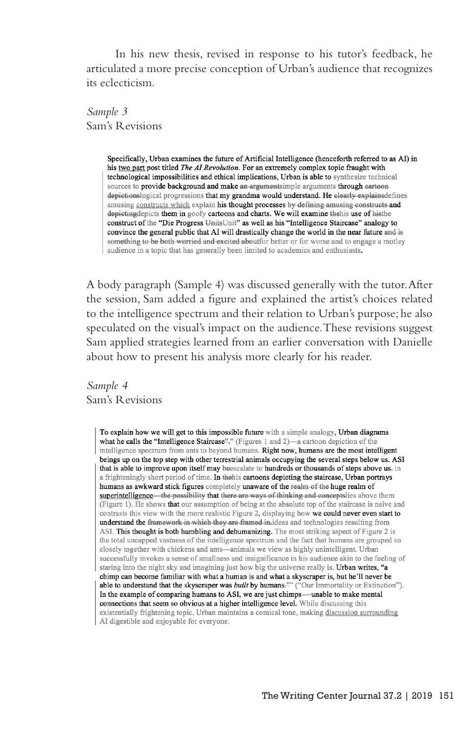In his new thesis, revised in response to his tutor's feedback, he articulated a more precise conception of Urban's audience that recognizes its eclecticism.

*Sample 3*
Sam's Revisions

> Specifically, Urban examines the future of Artificial Intelligence (henceforth referred to as AI) in his two part post titled *The AI Revolution*. For an extremely complex topic fraught with technological impossibilities and ethical implications, Urban is able to synthesize technical sources to provide background and make ~~an arguments~~simple arguments through ~~cartoon depictions~~logical progressions that my grandma would understand. He ~~clearly explains~~defines amusing constructs which explain his thought processes ~~by defining amusing constructs~~ and ~~depicting~~depicts them in goofy cartoons and charts. We will examine ~~the~~his use of ~~his~~the construct of the "Die Progress ~~Units~~Unit" as well as his "Intelligence Staircase" analogy to convince the general public that AI will drastically change the world in the near future ~~and is something to be both worried and excited about~~for better or for worse and to engage a motley audience in a topic that has generally been limited to academics and enthusiasts.

A body paragraph (Sample 4) was discussed generally with the tutor. After the session, Sam added a figure and explained the artist's choices related to the intelligence spectrum and their relation to Urban's purpose; he also speculated on the visual's impact on the audience. These revisions suggest Sam applied strategies learned from an earlier conversation with Danielle about how to present his analysis more clearly for his reader.

*Sample 4*
Sam's Revisions

> To explain how we will get to this impossible future with a simple analogy, Urban diagrams what he calls the "Intelligence Staircase~~".~~." (Figures 1 and 2)—a cartoon depiction of the intelligence spectrum from ants to beyond humans. Right now, humans are the most intelligent beings up on the top step with other terrestrial animals occupying the several steps below us. ASI that is able to improve upon itself may ~~be~~escalate to hundreds or thousands of steps above us~~.~~ in a frighteningly short period of time. In ~~the~~his cartoons depicting the staircase, Urban portrays humans as awkward stick figures completely unaware of the ~~realm of the~~ huge realm of superintelligence~~—the possibility~~ that ~~there are ways of thinking and concepts~~lies above them (Figure 1). He shows that our assumption of being at the absolute top of the staircase is naive and contrasts this view with the more realistic Figure 2, displaying how we could never even start to understand the ~~framework in which they are framed in.~~ideas and technologies resulting from ASI. This thought is both humbling and dehumanizing. The most striking aspect of Figure 2 is the total uncapped vastness of the intelligence spectrum and the fact that humans are grouped so closely together with chickens and ants—animals we view as highly unintelligent. Urban successfully invokes a sense of smallness and insignificance in his audience akin to the feeling of staring into the night sky and imagining just how big the universe really is. Urban writes, "a chimp can become familiar with what a human is and what a skyscraper is, but he'll never be able to understand that the skyscraper was *built* by humans.~~"~~" ("Our Immortality or Extinction"). In the example of comparing humans to ASI, we are just chimps~~—~~—unable to make mental connections that seem so obvious at a higher intelligence level. While discussing this existentially frightening topic, Urban maintains a comical tone, making discussion surrounding AI digestible and enjoyable for everyone.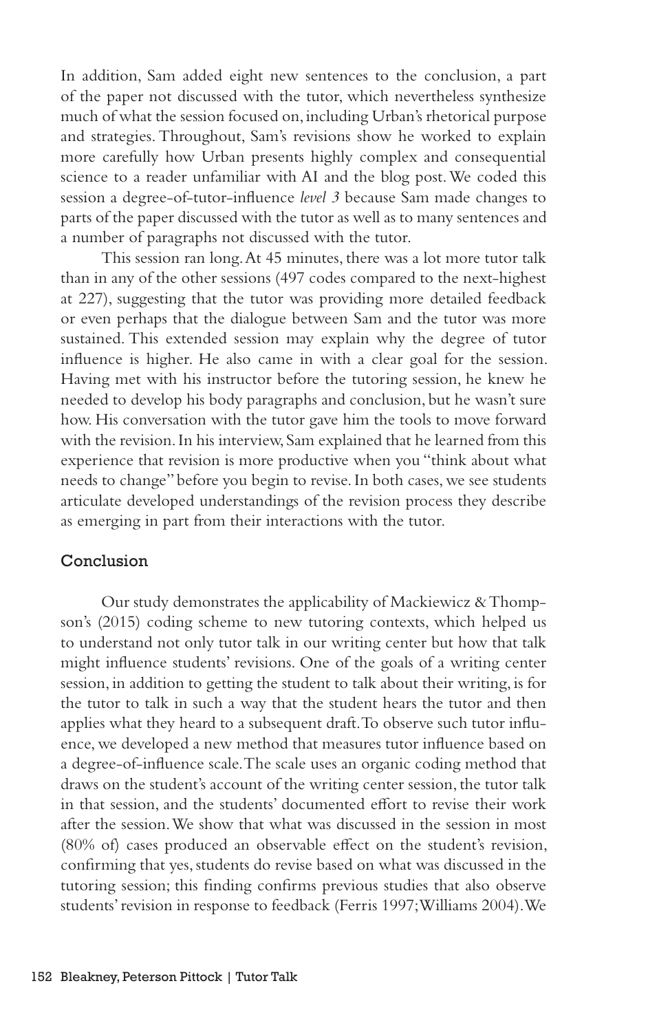In addition, Sam added eight new sentences to the conclusion, a part of the paper not discussed with the tutor, which nevertheless synthesize much of what the session focused on, including Urban's rhetorical purpose and strategies. Throughout, Sam's revisions show he worked to explain more carefully how Urban presents highly complex and consequential science to a reader unfamiliar with AI and the blog post. We coded this session a degree-of-tutor-influence *level 3* because Sam made changes to parts of the paper discussed with the tutor as well as to many sentences and a number of paragraphs not discussed with the tutor.

This session ran long. At 45 minutes, there was a lot more tutor talk than in any of the other sessions (497 codes compared to the next-highest at 227), suggesting that the tutor was providing more detailed feedback or even perhaps that the dialogue between Sam and the tutor was more sustained. This extended session may explain why the degree of tutor influence is higher. He also came in with a clear goal for the session. Having met with his instructor before the tutoring session, he knew he needed to develop his body paragraphs and conclusion, but he wasn't sure how. His conversation with the tutor gave him the tools to move forward with the revision. In his interview, Sam explained that he learned from this experience that revision is more productive when you "think about what needs to change" before you begin to revise. In both cases, we see students articulate developed understandings of the revision process they describe as emerging in part from their interactions with the tutor.

## Conclusion

Our study demonstrates the applicability of Mackiewicz & Thompson's (2015) coding scheme to new tutoring contexts, which helped us to understand not only tutor talk in our writing center but how that talk might influence students' revisions. One of the goals of a writing center session, in addition to getting the student to talk about their writing, is for the tutor to talk in such a way that the student hears the tutor and then applies what they heard to a subsequent draft. To observe such tutor influence, we developed a new method that measures tutor influence based on a degree-of-influence scale. The scale uses an organic coding method that draws on the student's account of the writing center session, the tutor talk in that session, and the students' documented effort to revise their work after the session. We show that what was discussed in the session in most (80% of) cases produced an observable effect on the student's revision, confirming that yes, students do revise based on what was discussed in the tutoring session; this finding confirms previous studies that also observe students' revision in response to feedback (Ferris 1997; Williams 2004). We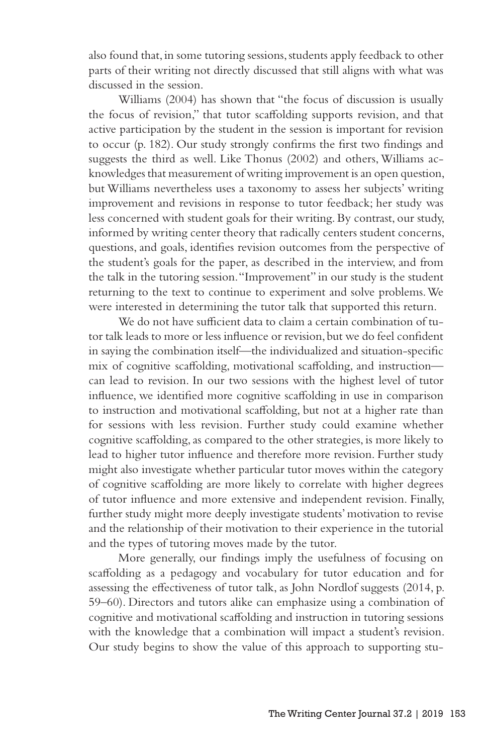also found that, in some tutoring sessions, students apply feedback to other parts of their writing not directly discussed that still aligns with what was discussed in the session.

Williams (2004) has shown that "the focus of discussion is usually the focus of revision," that tutor scaffolding supports revision, and that active participation by the student in the session is important for revision to occur (p. 182). Our study strongly confirms the first two findings and suggests the third as well. Like Thonus (2002) and others, Williams acknowledges that measurement of writing improvement is an open question, but Williams nevertheless uses a taxonomy to assess her subjects' writing improvement and revisions in response to tutor feedback; her study was less concerned with student goals for their writing. By contrast, our study, informed by writing center theory that radically centers student concerns, questions, and goals, identifies revision outcomes from the perspective of the student's goals for the paper, as described in the interview, and from the talk in the tutoring session. "Improvement" in our study is the student returning to the text to continue to experiment and solve problems. We were interested in determining the tutor talk that supported this return.

We do not have sufficient data to claim a certain combination of tutor talk leads to more or less influence or revision, but we do feel confident in saying the combination itself—the individualized and situation-specific mix of cognitive scaffolding, motivational scaffolding, and instruction—can lead to revision. In our two sessions with the highest level of tutor influence, we identified more cognitive scaffolding in use in comparison to instruction and motivational scaffolding, but not at a higher rate than for sessions with less revision. Further study could examine whether cognitive scaffolding, as compared to the other strategies, is more likely to lead to higher tutor influence and therefore more revision. Further study might also investigate whether particular tutor moves within the category of cognitive scaffolding are more likely to correlate with higher degrees of tutor influence and more extensive and independent revision. Finally, further study might more deeply investigate students' motivation to revise and the relationship of their motivation to their experience in the tutorial and the types of tutoring moves made by the tutor.

More generally, our findings imply the usefulness of focusing on scaffolding as a pedagogy and vocabulary for tutor education and for assessing the effectiveness of tutor talk, as John Nordlof suggests (2014, p. 59–60). Directors and tutors alike can emphasize using a combination of cognitive and motivational scaffolding and instruction in tutoring sessions with the knowledge that a combination will impact a student's revision. Our study begins to show the value of this approach to supporting stu-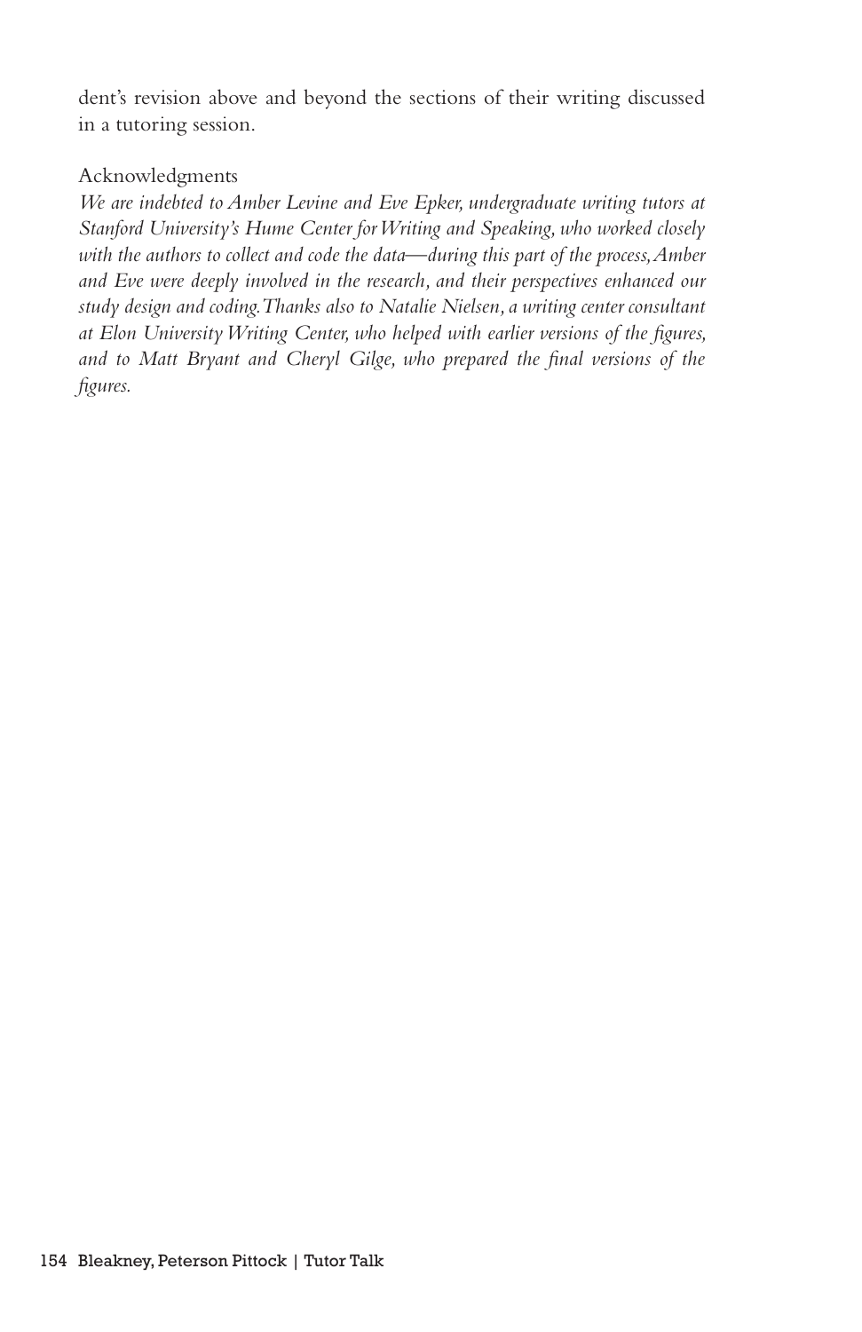dent's revision above and beyond the sections of their writing discussed in a tutoring session.

## Acknowledgments

*We are indebted to Amber Levine and Eve Epker, undergraduate writing tutors at Stanford University's Hume Center for Writing and Speaking, who worked closely with the authors to collect and code the data—during this part of the process, Amber and Eve were deeply involved in the research, and their perspectives enhanced our study design and coding. Thanks also to Natalie Nielsen, a writing center consultant at Elon University Writing Center, who helped with earlier versions of the figures, and to Matt Bryant and Cheryl Gilge, who prepared the final versions of the figures.*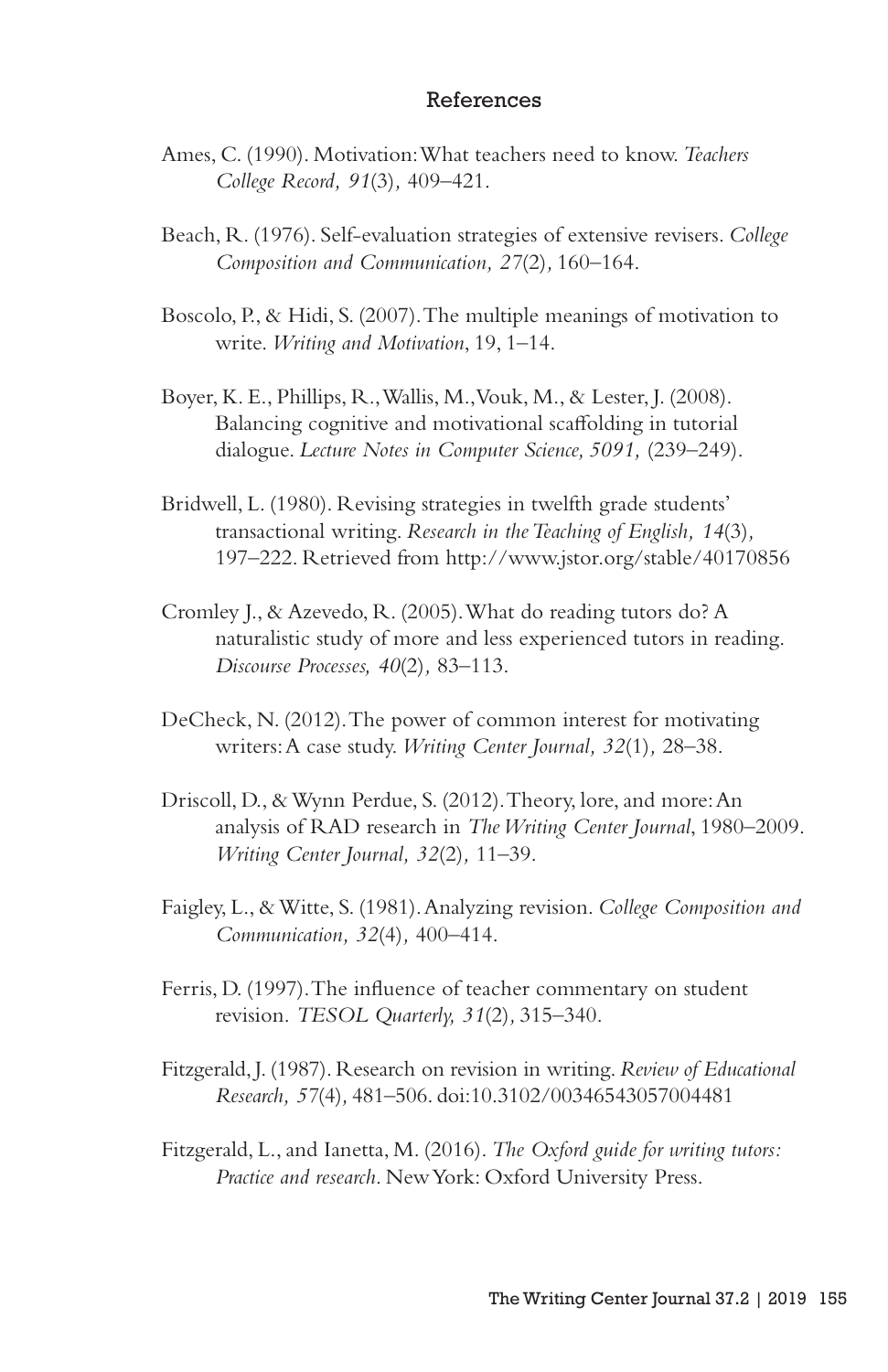## References

Ames, C. (1990). Motivation: What teachers need to know. *Teachers College Record, 91*(3), 409–421.

Beach, R. (1976). Self-evaluation strategies of extensive revisers. *College Composition and Communication, 27*(2), 160–164.

Boscolo, P., & Hidi, S. (2007). The multiple meanings of motivation to write. *Writing and Motivation*, 19, 1–14.

Boyer, K. E., Phillips, R., Wallis, M., Vouk, M., & Lester, J. (2008). Balancing cognitive and motivational scaffolding in tutorial dialogue. *Lecture Notes in Computer Science, 5091,* (239–249).

Bridwell, L. (1980). Revising strategies in twelfth grade students' transactional writing. *Research in the Teaching of English, 14*(3), 197–222. Retrieved from http://www.jstor.org/stable/40170856

Cromley J., & Azevedo, R. (2005). What do reading tutors do? A naturalistic study of more and less experienced tutors in reading. *Discourse Processes, 40*(2), 83–113.

DeCheck, N. (2012). The power of common interest for motivating writers: A case study. *Writing Center Journal, 32*(1), 28–38.

Driscoll, D., & Wynn Perdue, S. (2012). Theory, lore, and more: An analysis of RAD research in *The Writing Center Journal*, 1980–2009. *Writing Center Journal, 32*(2), 11–39.

Faigley, L., & Witte, S. (1981). Analyzing revision. *College Composition and Communication, 32*(4), 400–414.

Ferris, D. (1997). The influence of teacher commentary on student revision. *TESOL Quarterly, 31*(2), 315–340.

Fitzgerald, J. (1987). Research on revision in writing. *Review of Educational Research, 57*(4), 481–506. doi:10.3102/00346543057004481

Fitzgerald, L., and Ianetta, M. (2016). *The Oxford guide for writing tutors: Practice and research.* New York: Oxford University Press.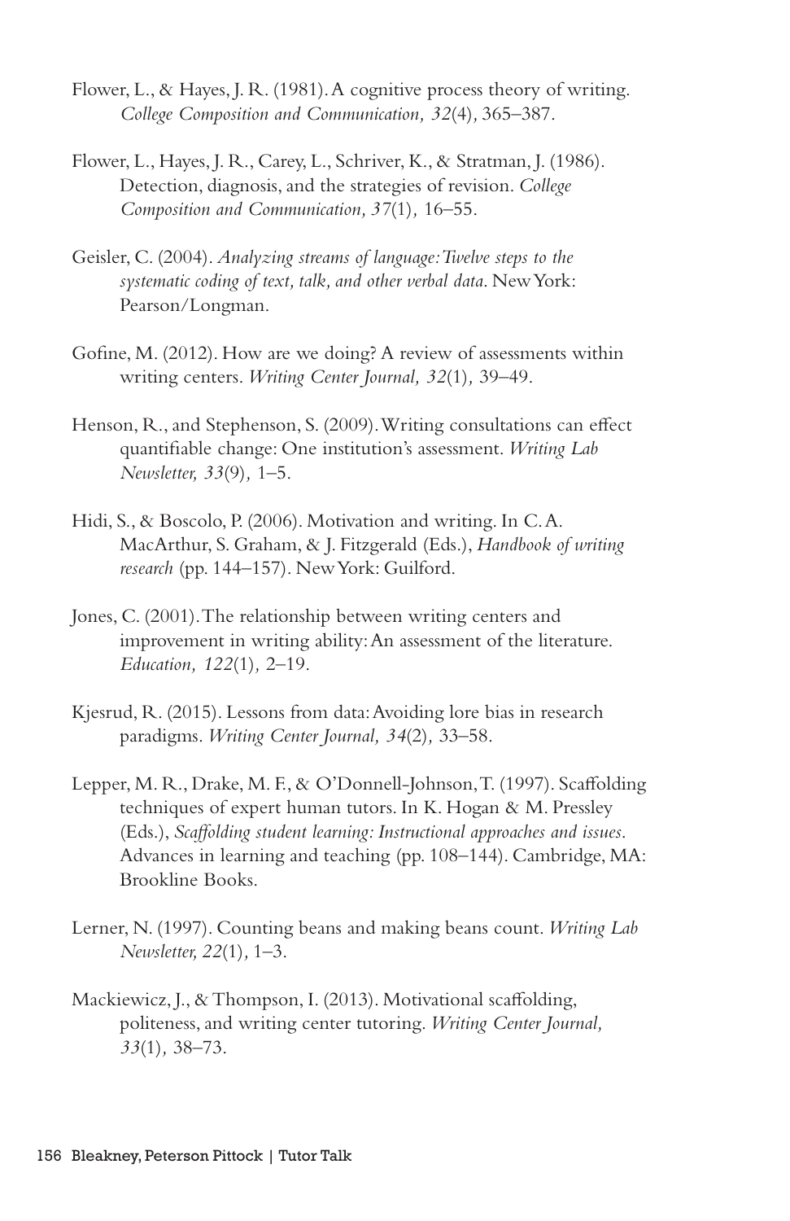Flower, L., & Hayes, J. R. (1981). A cognitive process theory of writing. *College Composition and Communication, 32*(4), 365–387.

Flower, L., Hayes, J. R., Carey, L., Schriver, K., & Stratman, J. (1986). Detection, diagnosis, and the strategies of revision. *College Composition and Communication, 37*(1), 16–55.

Geisler, C. (2004). *Analyzing streams of language: Twelve steps to the systematic coding of text, talk, and other verbal data.* New York: Pearson/Longman.

Gofine, M. (2012). How are we doing? A review of assessments within writing centers. *Writing Center Journal, 32*(1), 39–49.

Henson, R., and Stephenson, S. (2009). Writing consultations can effect quantifiable change: One institution's assessment. *Writing Lab Newsletter, 33*(9), 1–5.

Hidi, S., & Boscolo, P. (2006). Motivation and writing. In C. A. MacArthur, S. Graham, & J. Fitzgerald (Eds.), *Handbook of writing research* (pp. 144–157). New York: Guilford.

Jones, C. (2001). The relationship between writing centers and improvement in writing ability: An assessment of the literature. *Education, 122*(1), 2–19.

Kjesrud, R. (2015). Lessons from data: Avoiding lore bias in research paradigms. *Writing Center Journal, 34*(2), 33–58.

Lepper, M. R., Drake, M. F., & O'Donnell-Johnson, T. (1997). Scaffolding techniques of expert human tutors. In K. Hogan & M. Pressley (Eds.), *Scaffolding student learning: Instructional approaches and issues.* Advances in learning and teaching (pp. 108–144). Cambridge, MA: Brookline Books.

Lerner, N. (1997). Counting beans and making beans count. *Writing Lab Newsletter, 22*(1), 1–3.

Mackiewicz, J., & Thompson, I. (2013). Motivational scaffolding, politeness, and writing center tutoring. *Writing Center Journal, 33*(1), 38–73.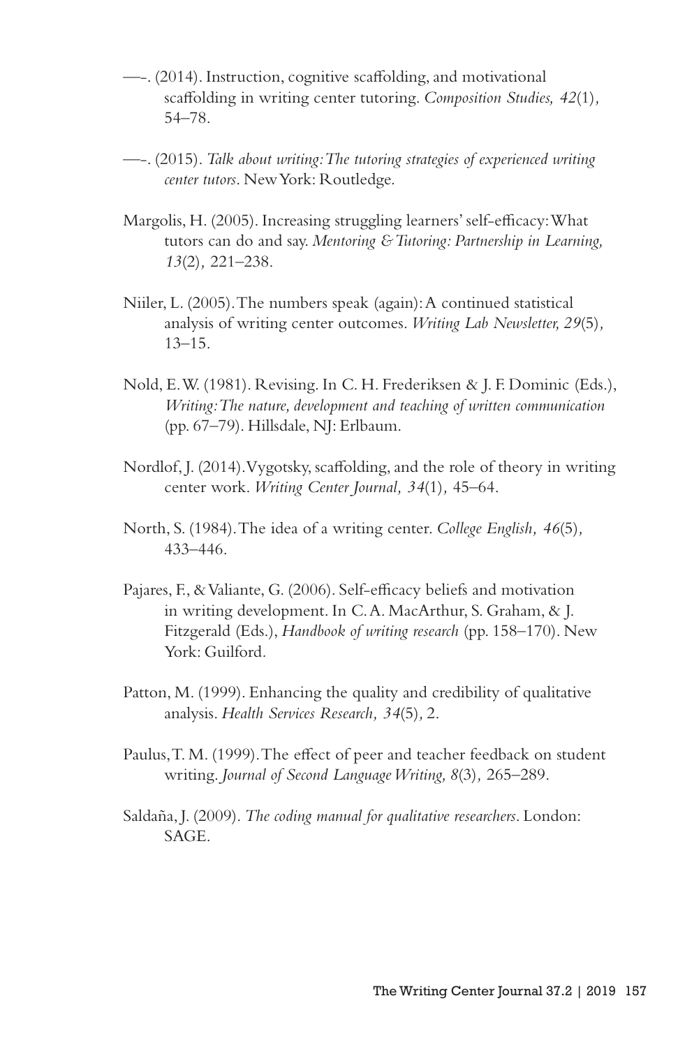—-. (2014). Instruction, cognitive scaffolding, and motivational scaffolding in writing center tutoring. *Composition Studies, 42*(1), 54–78.

—-. (2015). *Talk about writing: The tutoring strategies of experienced writing center tutors*. New York: Routledge.

Margolis, H. (2005). Increasing struggling learners' self-efficacy: What tutors can do and say. *Mentoring & Tutoring: Partnership in Learning, 13*(2), 221–238.

Niiler, L. (2005). The numbers speak (again): A continued statistical analysis of writing center outcomes. *Writing Lab Newsletter, 29*(5), 13–15.

Nold, E. W. (1981). Revising. In C. H. Frederiksen & J. F. Dominic (Eds.), *Writing: The nature, development and teaching of written communication* (pp. 67–79). Hillsdale, NJ: Erlbaum.

Nordlof, J. (2014). Vygotsky, scaffolding, and the role of theory in writing center work. *Writing Center Journal, 34*(1), 45–64.

North, S. (1984). The idea of a writing center. *College English, 46*(5), 433–446.

Pajares, F., & Valiante, G. (2006). Self-efficacy beliefs and motivation in writing development. In C. A. MacArthur, S. Graham, & J. Fitzgerald (Eds.), *Handbook of writing research* (pp. 158–170). New York: Guilford.

Patton, M. (1999). Enhancing the quality and credibility of qualitative analysis. *Health Services Research, 34*(5), 2.

Paulus, T. M. (1999). The effect of peer and teacher feedback on student writing. *Journal of Second Language Writing, 8*(3), 265–289.

Saldaña, J. (2009). *The coding manual for qualitative researchers*. London: SAGE.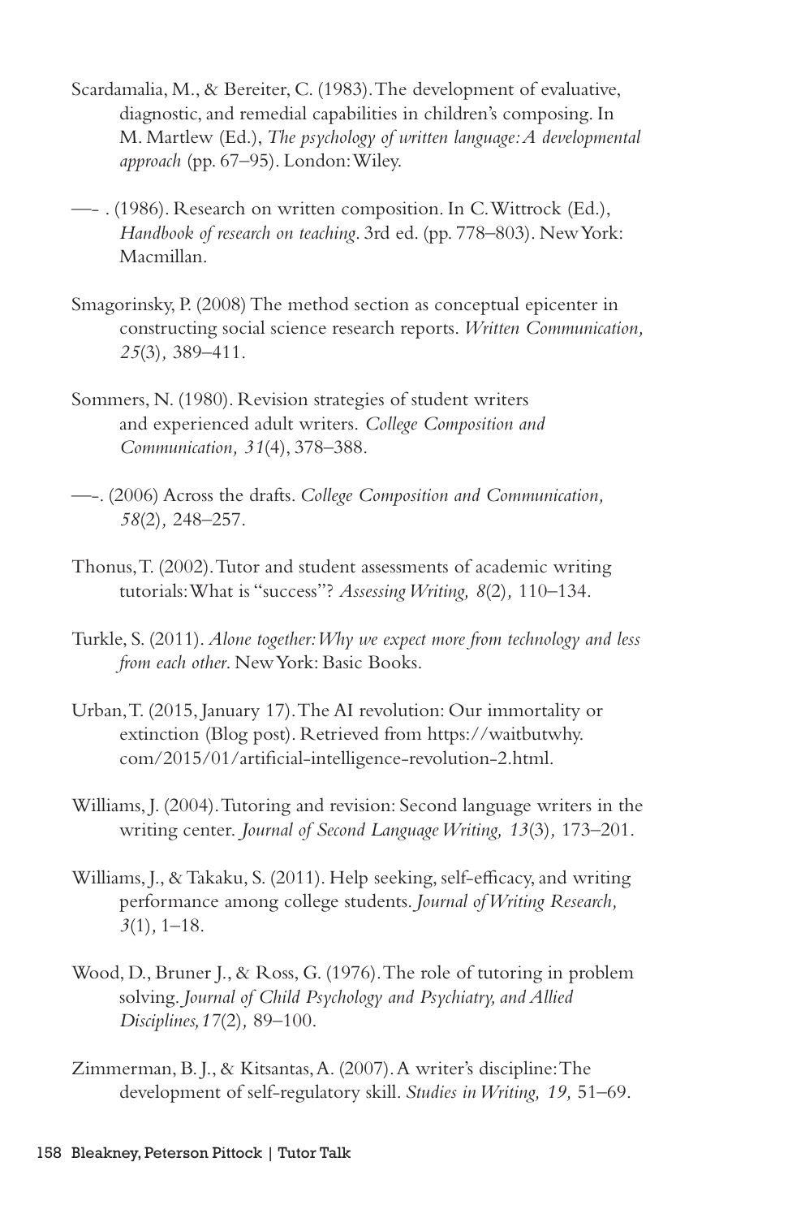Scardamalia, M., & Bereiter, C. (1983). The development of evaluative, diagnostic, and remedial capabilities in children's composing. In M. Martlew (Ed.), *The psychology of written language: A developmental approach* (pp. 67–95). London: Wiley.

—- . (1986). Research on written composition. In C. Wittrock (Ed.), *Handbook of research on teaching*. 3rd ed. (pp. 778–803). New York: Macmillan.

Smagorinsky, P. (2008) The method section as conceptual epicenter in constructing social science research reports. *Written Communication, 25*(3), 389–411.

Sommers, N. (1980). Revision strategies of student writers and experienced adult writers. *College Composition and Communication, 31*(4), 378–388.

—-. (2006) Across the drafts. *College Composition and Communication, 58*(2), 248–257.

Thonus, T. (2002). Tutor and student assessments of academic writing tutorials: What is "success"? *Assessing Writing, 8*(2), 110–134.

Turkle, S. (2011). *Alone together: Why we expect more from technology and less from each other*. New York: Basic Books.

Urban, T. (2015, January 17). The AI revolution: Our immortality or extinction (Blog post). Retrieved from https://waitbutwhy.com/2015/01/artificial-intelligence-revolution-2.html.

Williams, J. (2004). Tutoring and revision: Second language writers in the writing center. *Journal of Second Language Writing, 13*(3), 173–201.

Williams, J., & Takaku, S. (2011). Help seeking, self-efficacy, and writing performance among college students. *Journal of Writing Research, 3*(1), 1–18.

Wood, D., Bruner J., & Ross, G. (1976). The role of tutoring in problem solving. *Journal of Child Psychology and Psychiatry, and Allied Disciplines,17*(2), 89–100.

Zimmerman, B. J., & Kitsantas, A. (2007). A writer's discipline: The development of self-regulatory skill. *Studies in Writing, 19,* 51–69.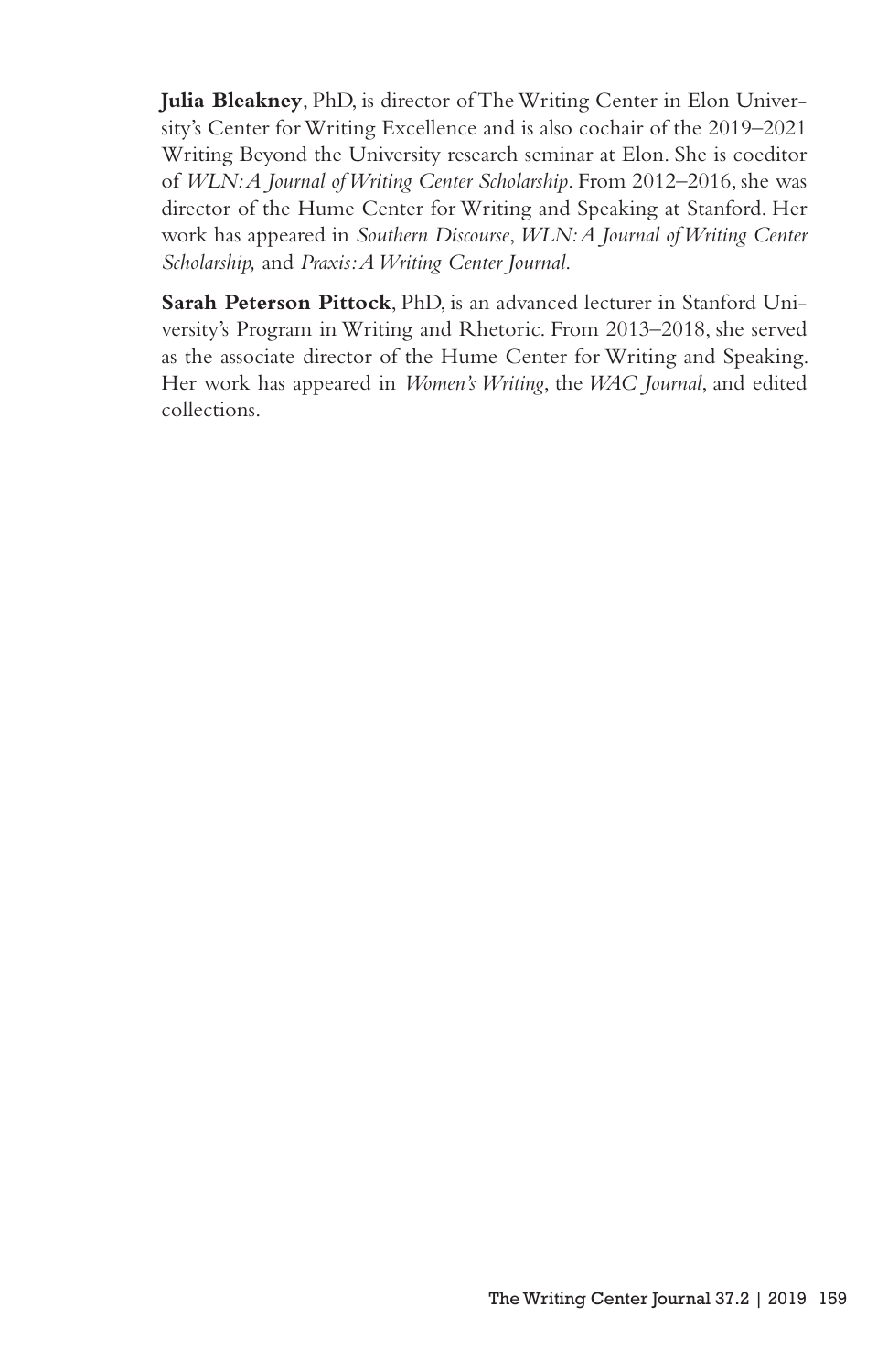**Julia Bleakney**, PhD, is director of The Writing Center in Elon University's Center for Writing Excellence and is also cochair of the 2019–2021 Writing Beyond the University research seminar at Elon. She is coeditor of *WLN: A Journal of Writing Center Scholarship*. From 2012–2016, she was director of the Hume Center for Writing and Speaking at Stanford. Her work has appeared in *Southern Discourse*, *WLN: A Journal of Writing Center Scholarship,* and *Praxis: A Writing Center Journal*.

**Sarah Peterson Pittock**, PhD, is an advanced lecturer in Stanford University's Program in Writing and Rhetoric. From 2013–2018, she served as the associate director of the Hume Center for Writing and Speaking. Her work has appeared in *Women's Writing*, the *WAC Journal*, and edited collections.